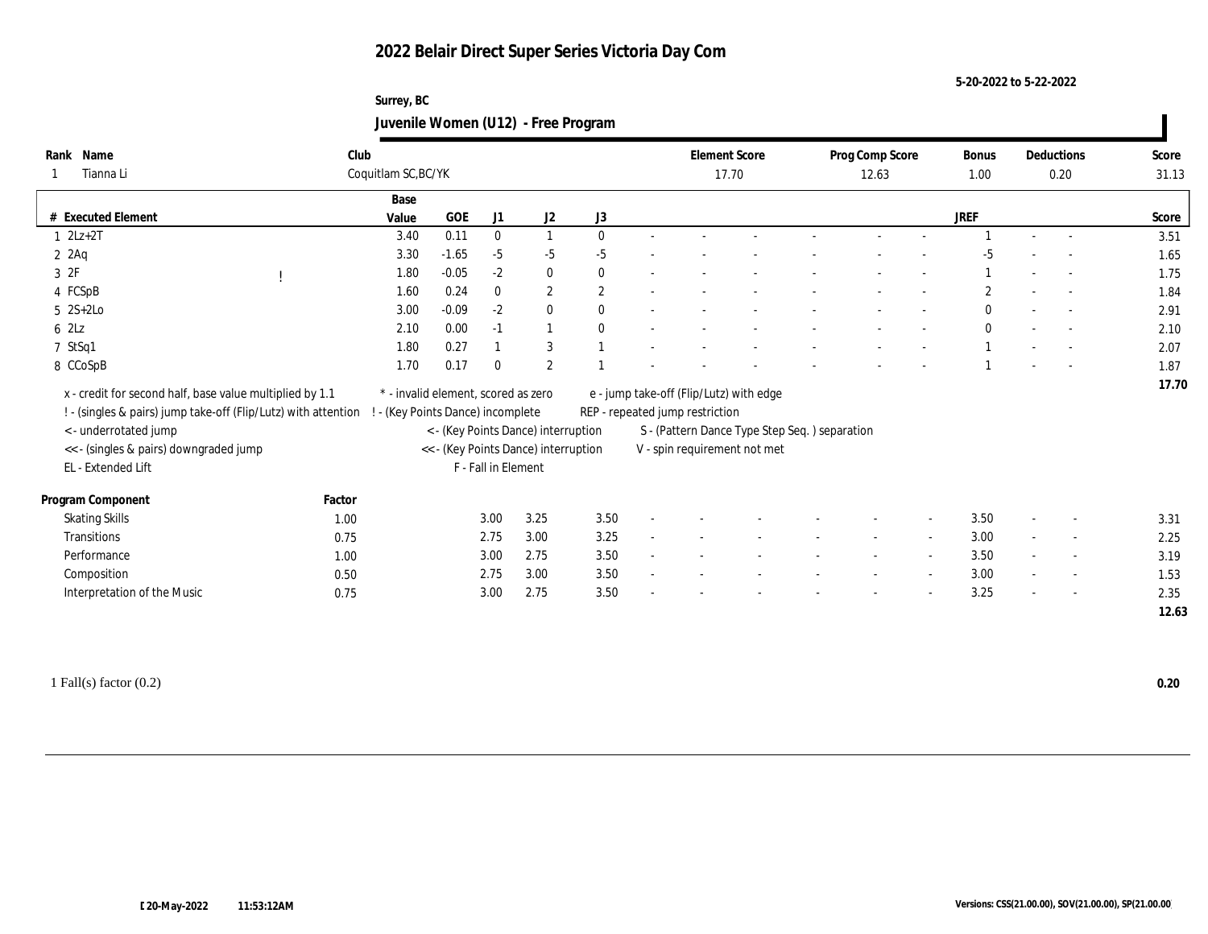# 2022 Belair Direct Super Series Victoria Day Com

5-20-2022 to 5-22-2022

Surrey, BC

## Juvenile Women (U12) - Free Program

| Rank | Name | Club | Element Score | Prog Comp Score | Bonus | Deductions | Score |
|---|---|---|---|---|---|---|---|
| 1 | Tianna Li | Coquitlam SC,BC/YK | 17.70 | 12.63 | 1.00 | 0.20 | 31.13 |

| # | Executed Element | | Base Value | GOE | J1 | J2 | J3 | | | | | | | JREF | | | Score |
|---|---|---|---|---|---|---|---|---|---|---|---|---|---|---|---|---|---|
| 1 | 2Lz+2T | | 3.40 | 0.11 | 0 | 1 | 0 | - | - | - | - | - | - | 1 | - | - | 3.51 |
| 2 | 2Aq | | 3.30 | -1.65 | -5 | -5 | -5 | - | - | - | - | - | - | -5 | - | - | 1.65 |
| 3 | 2F | ! | 1.80 | -0.05 | -2 | 0 | 0 | - | - | - | - | - | - | 1 | - | - | 1.75 |
| 4 | FCSpB | | 1.60 | 0.24 | 0 | 2 | 2 | - | - | - | - | - | - | 2 | - | - | 1.84 |
| 5 | 2S+2Lo | | 3.00 | -0.09 | -2 | 0 | 0 | - | - | - | - | - | - | 0 | - | - | 2.91 |
| 6 | 2Lz | | 2.10 | 0.00 | -1 | 1 | 0 | - | - | - | - | - | - | 0 | - | - | 2.10 |
| 7 | StSq1 | | 1.80 | 0.27 | 1 | 3 | 1 | - | - | - | - | - | - | 1 | - | - | 2.07 |
| 8 | CCoSpB | | 1.70 | 0.17 | 0 | 2 | 1 | - | - | - | - | - | - | 1 | - | - | 1.87 |
| | | | | | | | | | | | | | | | | | 17.70 |

x - credit for second half, base value multiplied by 1.1
! - (singles & pairs) jump take-off (Flip/Lutz) with attention
< - underrotated jump
<< - (singles & pairs) downgraded jump
EL - Extended Lift
* - invalid element, scored as zero
! - (Key Points Dance) incomplete
< - (Key Points Dance) interruption
<< - (Key Points Dance) interruption
F - Fall in Element
e - jump take-off (Flip/Lutz) with edge
REP - repeated jump restriction
S - (Pattern Dance Type Step Seq. ) separation
V - spin requirement not met

| Program Component | Factor | J1 | J2 | J3 | | | | | | | JREF | | | Score |
|---|---|---|---|---|---|---|---|---|---|---|---|---|---|---|
| Skating Skills | 1.00 | 3.00 | 3.25 | 3.50 | - | - | - | - | - | - | 3.50 | - | - | 3.31 |
| Transitions | 0.75 | 2.75 | 3.00 | 3.25 | - | - | - | - | - | - | 3.00 | - | - | 2.25 |
| Performance | 1.00 | 3.00 | 2.75 | 3.50 | - | - | - | - | - | - | 3.50 | - | - | 3.19 |
| Composition | 0.50 | 2.75 | 3.00 | 3.50 | - | - | - | - | - | - | 3.00 | - | - | 1.53 |
| Interpretation of the Music | 0.75 | 3.00 | 2.75 | 3.50 | - | - | - | - | - | - | 3.25 | - | - | 2.35 |
| | | | | | | | | | | | | | | 12.63 |

1 Fall(s) factor (0.2) **0.20**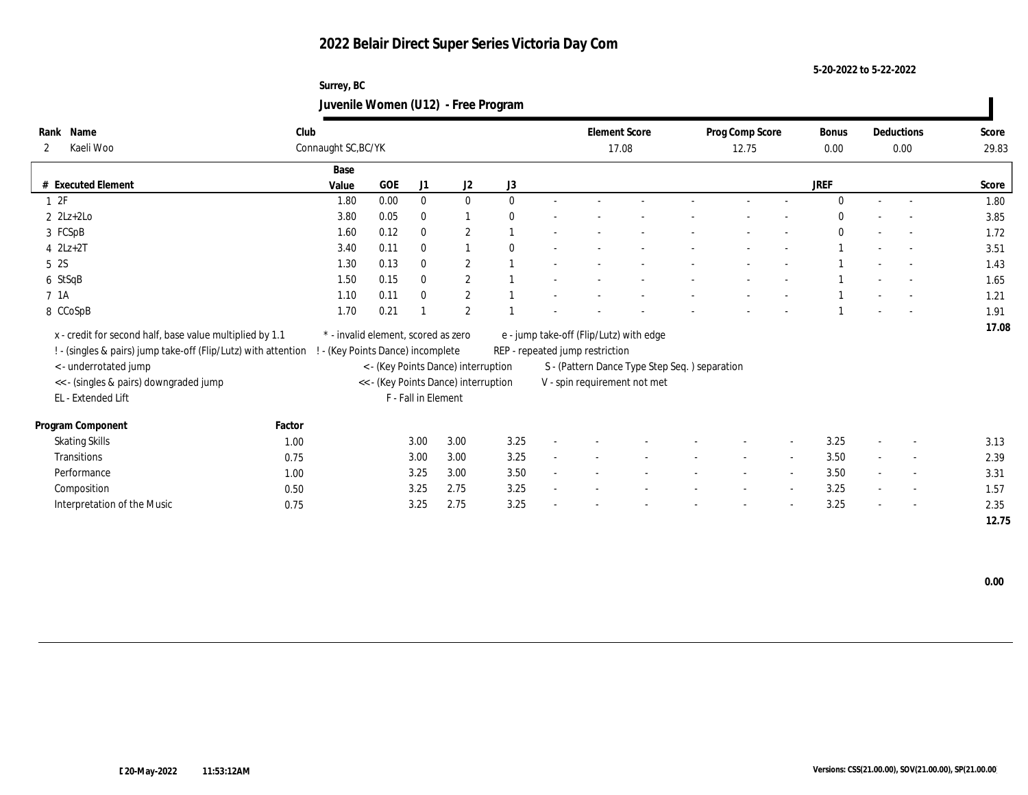# 2022 Belair Direct Super Series Victoria Day Com

5-20-2022 to 5-22-2022

Surrey, BC

## Juvenile Women (U12) - Free Program

| Rank | Name | Club | Element Score | Prog Comp Score | Bonus | Deductions | Score |
|---|---|---|---|---|---|---|---|
| 2 | Kaeli Woo | Connaught SC,BC/YK | 17.08 | 12.75 | 0.00 | 0.00 | 29.83 |

| # | Executed Element | Base Value | GOE | J1 | J2 | J3 | | | | | | | | | JREF | | | Score |
|---|---|---|---|---|---|---|---|---|---|---|---|---|---|---|---|---|---|---|
| 1 | 2F | 1.80 | 0.00 | 0 | 0 | 0 | - | - | - | - | - | - | - | - | 0 | - | - | 1.80 |
| 2 | 2Lz+2Lo | 3.80 | 0.05 | 0 | 1 | 0 | - | - | - | - | - | - | - | - | 0 | - | - | 3.85 |
| 3 | FCSpB | 1.60 | 0.12 | 0 | 2 | 1 | - | - | - | - | - | - | - | - | 0 | - | - | 1.72 |
| 4 | 2Lz+2T | 3.40 | 0.11 | 0 | 1 | 0 | - | - | - | - | - | - | - | - | 1 | - | - | 3.51 |
| 5 | 2S | 1.30 | 0.13 | 0 | 2 | 1 | - | - | - | - | - | - | - | - | 1 | - | - | 1.43 |
| 6 | StSqB | 1.50 | 0.15 | 0 | 2 | 1 | - | - | - | - | - | - | - | - | 1 | - | - | 1.65 |
| 7 | 1A | 1.10 | 0.11 | 0 | 2 | 1 | - | - | - | - | - | - | - | - | 1 | - | - | 1.21 |
| 8 | CCoSpB | 1.70 | 0.21 | 1 | 2 | 1 | - | - | - | - | - | - | - | - | 1 | - | - | 1.91 |
| | | | | | | | | | | | | | | | | | | 17.08 |

x - credit for second half, base value multiplied by 1.1
! - (singles & pairs) jump take-off (Flip/Lutz) with attention
< - underrotated jump
<< - (singles & pairs) downgraded jump
EL - Extended Lift
\* - invalid element, scored as zero
! - (Key Points Dance) incomplete
< - (Key Points Dance) interruption
<< - (Key Points Dance) interruption
F - Fall in Element
e - jump take-off (Flip/Lutz) with edge
REP - repeated jump restriction
S - (Pattern Dance Type Step Seq. ) separation
V - spin requirement not met

| Program Component | Factor | J1 | J2 | J3 | | | | | | | | | JREF | | | Score |
|---|---|---|---|---|---|---|---|---|---|---|---|---|---|---|---|---|
| Skating Skills | 1.00 | 3.00 | 3.00 | 3.25 | - | - | - | - | - | - | - | - | 3.25 | - | - | 3.13 |
| Transitions | 0.75 | 3.00 | 3.00 | 3.25 | - | - | - | - | - | - | - | - | 3.50 | - | - | 2.39 |
| Performance | 1.00 | 3.25 | 3.00 | 3.50 | - | - | - | - | - | - | - | - | 3.50 | - | - | 3.31 |
| Composition | 0.50 | 3.25 | 2.75 | 3.25 | - | - | - | - | - | - | - | - | 3.25 | - | - | 1.57 |
| Interpretation of the Music | 0.75 | 3.25 | 2.75 | 3.25 | - | - | - | - | - | - | - | - | 3.25 | - | - | 2.35 |
| | | | | | | | | | | | | | | | | 12.75 |

0.00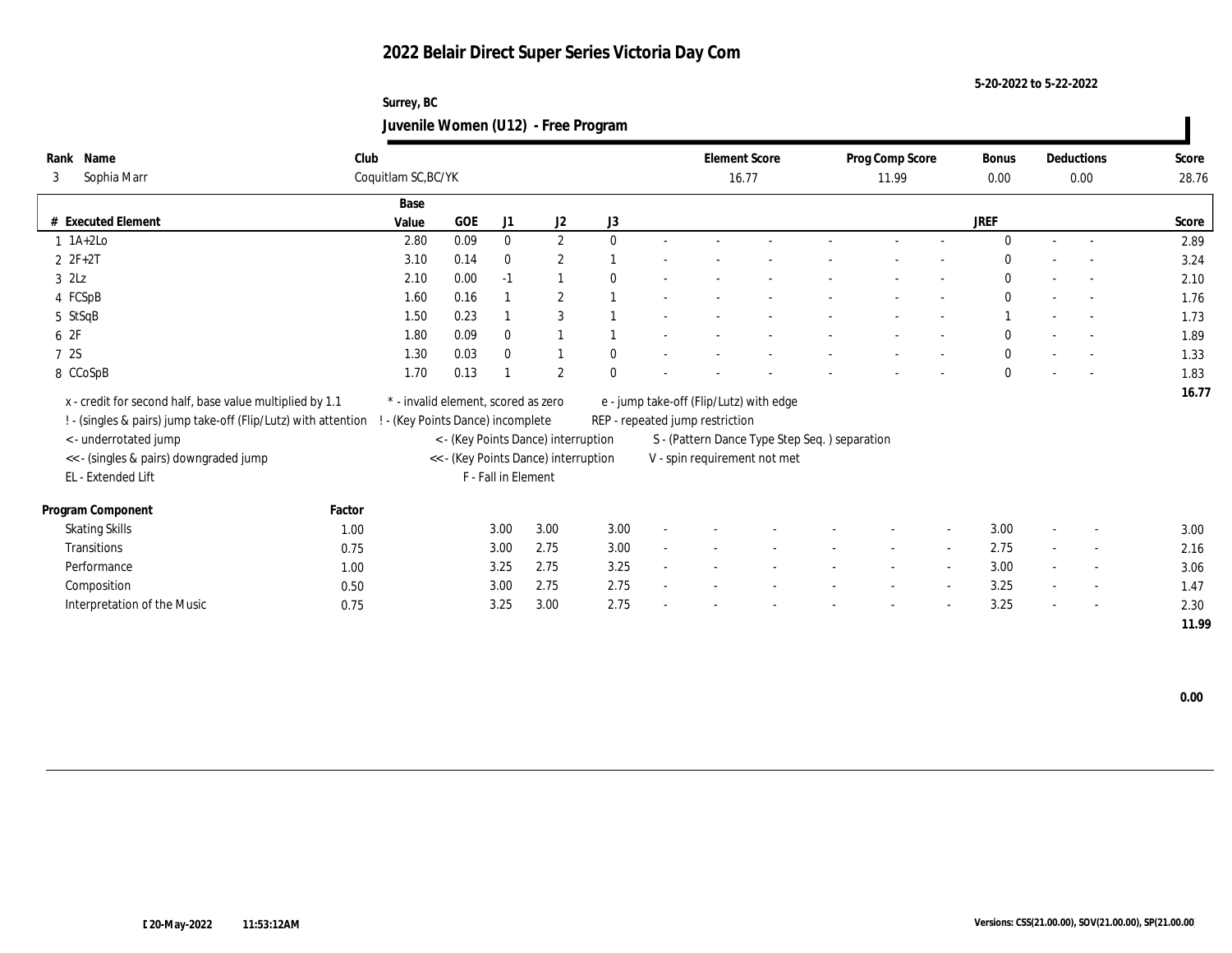# 2022 Belair Direct Super Series Victoria Day Com

5-20-2022 to 5-22-2022

Surrey, BC

## Juvenile Women (U12) - Free Program

| Rank | Name | Club | Element Score | Prog Comp Score | Bonus | Deductions | Score |
|---|---|---|---|---|---|---|---|
| 3 | Sophia Marr | Coquitlam SC,BC/YK | 16.77 | 11.99 | 0.00 | 0.00 | 28.76 |

| # | Executed Element | Base Value | GOE | J1 | J2 | J3 | | | | | | | | | JREF | | | Score |
|---|---|---|---|---|---|---|---|---|---|---|---|---|---|---|---|---|---|---|
| 1 | 1A+2Lo | 2.80 | 0.09 | 0 | 2 | 0 | - | - | - | - | - | - | - | - | 0 | - | - | 2.89 |
| 2 | 2F+2T | 3.10 | 0.14 | 0 | 2 | 1 | - | - | - | - | - | - | - | - | 0 | - | - | 3.24 |
| 3 | 2Lz | 2.10 | 0.00 | -1 | 1 | 0 | - | - | - | - | - | - | - | - | 0 | - | - | 2.10 |
| 4 | FCSpB | 1.60 | 0.16 | 1 | 2 | 1 | - | - | - | - | - | - | - | - | 0 | - | - | 1.76 |
| 5 | StSqB | 1.50 | 0.23 | 1 | 3 | 1 | - | - | - | - | - | - | - | - | 1 | - | - | 1.73 |
| 6 | 2F | 1.80 | 0.09 | 0 | 1 | 1 | - | - | - | - | - | - | - | - | 0 | - | - | 1.89 |
| 7 | 2S | 1.30 | 0.03 | 0 | 1 | 0 | - | - | - | - | - | - | - | - | 0 | - | - | 1.33 |
| 8 | CCoSpB | 1.70 | 0.13 | 1 | 2 | 0 | - | - | - | - | - | - | - | - | 0 | - | - | 1.83 |
| | | | | | | | | | | | | | | | | | | 16.77 |

x - credit for second half, base value multiplied by 1.1
! - (singles & pairs) jump take-off (Flip/Lutz) with attention
< - underrotated jump
<< - (singles & pairs) downgraded jump
EL - Extended Lift
\* - invalid element, scored as zero
! - (Key Points Dance) incomplete
< - (Key Points Dance) interruption
<< - (Key Points Dance) interruption
F - Fall in Element
e - jump take-off (Flip/Lutz) with edge
REP - repeated jump restriction
S - (Pattern Dance Type Step Seq. ) separation
V - spin requirement not met

| Program Component | Factor | J1 | J2 | J3 | | | | | | | | | JREF | | | Score |
|---|---|---|---|---|---|---|---|---|---|---|---|---|---|---|---|---|
| Skating Skills | 1.00 | 3.00 | 3.00 | 3.00 | - | - | - | - | - | - | - | - | 3.00 | - | - | 3.00 |
| Transitions | 0.75 | 3.00 | 2.75 | 3.00 | - | - | - | - | - | - | - | - | 2.75 | - | - | 2.16 |
| Performance | 1.00 | 3.25 | 2.75 | 3.25 | - | - | - | - | - | - | - | - | 3.00 | - | - | 3.06 |
| Composition | 0.50 | 3.00 | 2.75 | 2.75 | - | - | - | - | - | - | - | - | 3.25 | - | - | 1.47 |
| Interpretation of the Music | 0.75 | 3.25 | 3.00 | 2.75 | - | - | - | - | - | - | - | - | 3.25 | - | - | 2.30 |
| | | | | | | | | | | | | | | | | 11.99 |

0.00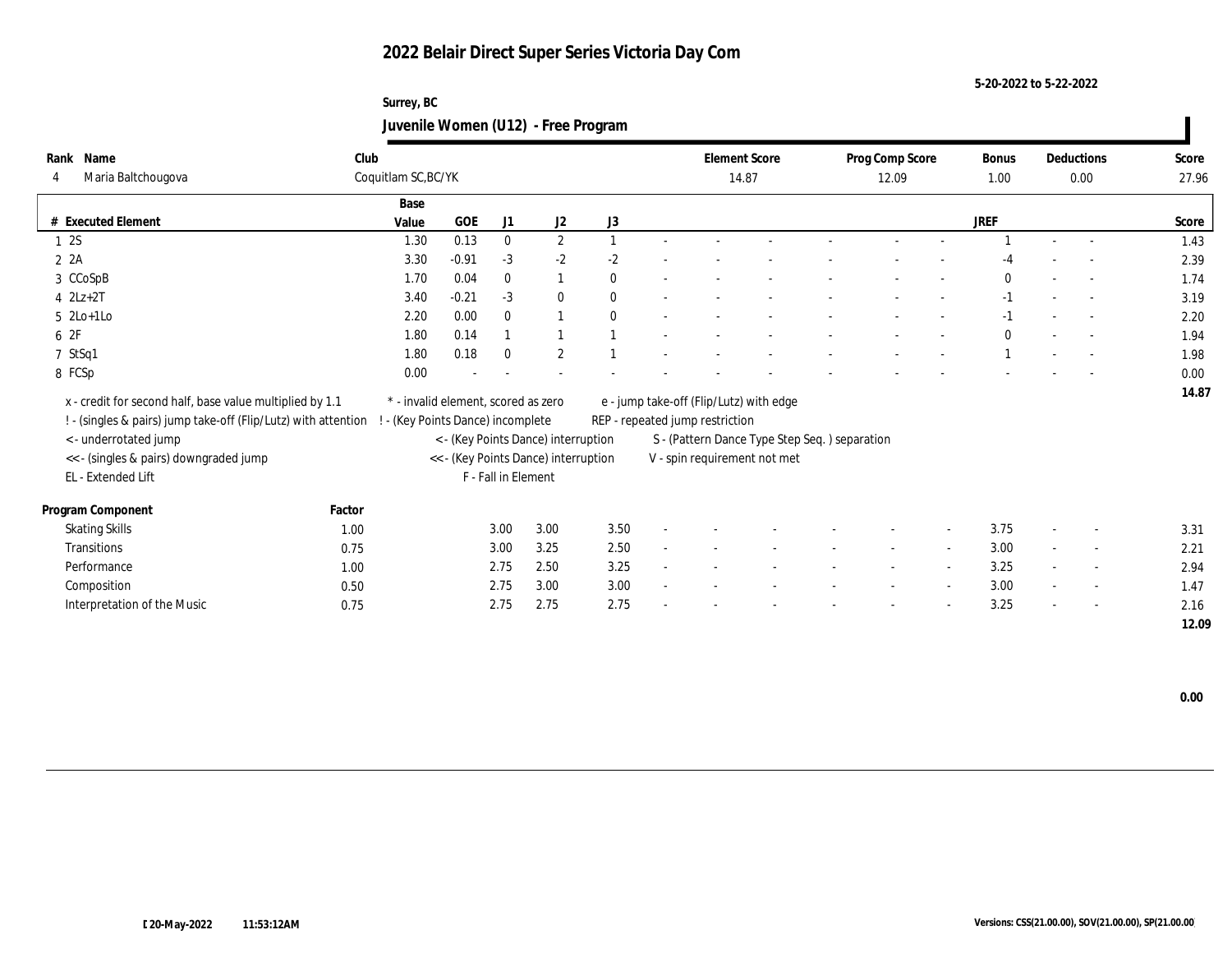# 2022 Belair Direct Super Series Victoria Day Com

5-20-2022 to 5-22-2022

Surrey, BC

## Juvenile Women (U12) - Free Program

| Rank | Name | Club | Element Score | Prog Comp Score | Bonus | Deductions | Score |
|---|---|---|---|---|---|---|---|
| 4 | Maria Baltchougova | Coquitlam SC,BC/YK | 14.87 | 12.09 | 1.00 | 0.00 | 27.96 |

| # | Executed Element | Base Value | GOE | J1 | J2 | J3 | | | | | | | | | JREF | | | Score |
|---|---|---|---|---|---|---|---|---|---|---|---|---|---|---|---|---|---|---|
| 1 | 2S | 1.30 | 0.13 | 0 | 2 | 1 | - | - | - | - | - | - | - | 1 | - | - | | 1.43 |
| 2 | 2A | 3.30 | -0.91 | -3 | -2 | -2 | - | - | - | - | - | - | - | -4 | - | - | | 2.39 |
| 3 | CCoSpB | 1.70 | 0.04 | 0 | 1 | 0 | - | - | - | - | - | - | - | 0 | - | - | | 1.74 |
| 4 | 2Lz+2T | 3.40 | -0.21 | -3 | 0 | 0 | - | - | - | - | - | - | - | -1 | - | - | | 3.19 |
| 5 | 2Lo+1Lo | 2.20 | 0.00 | 0 | 1 | 0 | - | - | - | - | - | - | - | -1 | - | - | | 2.20 |
| 6 | 2F | 1.80 | 0.14 | 1 | 1 | 1 | - | - | - | - | - | - | - | 0 | - | - | | 1.94 |
| 7 | StSq1 | 1.80 | 0.18 | 0 | 2 | 1 | - | - | - | - | - | - | - | 1 | - | - | | 1.98 |
| 8 | FCSp | 0.00 | - | - | - | - | - | - | - | - | - | - | - | - | - | - | | 0.00 |
| | | | | | | | | | | | | | | | | | | 14.87 |

x - credit for second half, base value multiplied by 1.1
! - (singles & pairs) jump take-off (Flip/Lutz) with attention
< - underrotated jump
<< - (singles & pairs) downgraded jump
EL - Extended Lift
\* - invalid element, scored as zero
! - (Key Points Dance) incomplete
< - (Key Points Dance) interruption
<< - (Key Points Dance) interruption
F - Fall in Element
e - jump take-off (Flip/Lutz) with edge
REP - repeated jump restriction
S - (Pattern Dance Type Step Seq. ) separation
V - spin requirement not met

| Program Component | Factor | J1 | J2 | J3 | | | | | | | JREF | | | Score |
|---|---|---|---|---|---|---|---|---|---|---|---|---|---|---|
| Skating Skills | 1.00 | 3.00 | 3.00 | 3.50 | - | - | - | - | - | - | 3.75 | - | - | 3.31 |
| Transitions | 0.75 | 3.00 | 3.25 | 2.50 | - | - | - | - | - | - | 3.00 | - | - | 2.21 |
| Performance | 1.00 | 2.75 | 2.50 | 3.25 | - | - | - | - | - | - | 3.25 | - | - | 2.94 |
| Composition | 0.50 | 2.75 | 3.00 | 3.00 | - | - | - | - | - | - | 3.00 | - | - | 1.47 |
| Interpretation of the Music | 0.75 | 2.75 | 2.75 | 2.75 | - | - | - | - | - | - | 3.25 | - | - | 2.16 |
| | | | | | | | | | | | | | | 12.09 |

0.00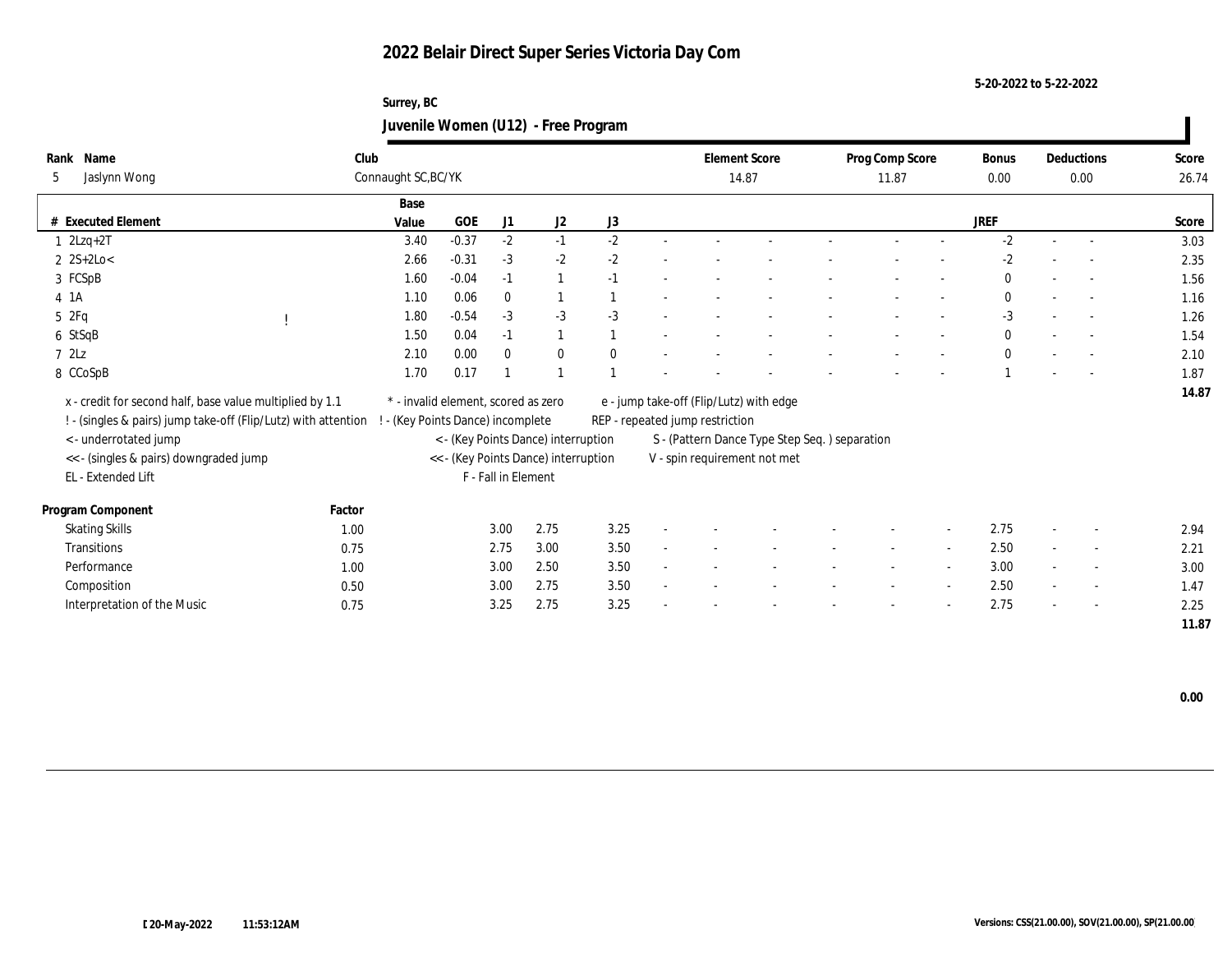# 2022 Belair Direct Super Series Victoria Day Com

5-20-2022 to 5-22-2022

Surrey, BC

## Juvenile Women (U12) - Free Program

| Rank | Name | Club | Element Score | Prog Comp Score | Bonus | Deductions | Score |
|---|---|---|---|---|---|---|---|
| 5 | Jaslynn Wong | Connaught SC,BC/YK | 14.87 | 11.87 | 0.00 | 0.00 | 26.74 |

| # | Executed Element | | Base Value | GOE | J1 | J2 | J3 | | | | | | | | | JREF | | | Score |
|---|---|---|---|---|---|---|---|---|---|---|---|---|---|---|---|---|---|---|---|
| 1 | 2Lzq+2T | | 3.40 | -0.37 | -2 | -1 | -2 | - | - | - | - | - | - | - | - | -2 | - | - | 3.03 |
| 2 | 2S+2Lo< | | 2.66 | -0.31 | -3 | -2 | -2 | - | - | - | - | - | - | - | - | -2 | - | - | 2.35 |
| 3 | FCSpB | | 1.60 | -0.04 | -1 | 1 | -1 | - | - | - | - | - | - | - | - | 0 | - | - | 1.56 |
| 4 | 1A | | 1.10 | 0.06 | 0 | 1 | 1 | - | - | - | - | - | - | - | - | 0 | - | - | 1.16 |
| 5 | 2Fq | ! | 1.80 | -0.54 | -3 | -3 | -3 | - | - | - | - | - | - | - | - | -3 | - | - | 1.26 |
| 6 | StSqB | | 1.50 | 0.04 | -1 | 1 | 1 | - | - | - | - | - | - | - | - | 0 | - | - | 1.54 |
| 7 | 2Lz | | 2.10 | 0.00 | 0 | 0 | 0 | - | - | - | - | - | - | - | - | 0 | - | - | 2.10 |
| 8 | CCoSpB | | 1.70 | 0.17 | 1 | 1 | 1 | - | - | - | - | - | - | - | - | 1 | - | - | 1.87 |
| | | | | | | | | | | | | | | | | | | | 14.87 |

x - credit for second half, base value multiplied by 1.1
! - (singles & pairs) jump take-off (Flip/Lutz) with attention
< - underrotated jump
<< - (singles & pairs) downgraded jump
EL - Extended Lift
* - invalid element, scored as zero
! - (Key Points Dance) incomplete
< - (Key Points Dance) interruption
<< - (Key Points Dance) interruption
F - Fall in Element
e - jump take-off (Flip/Lutz) with edge
REP - repeated jump restriction
S - (Pattern Dance Type Step Seq. ) separation
V - spin requirement not met

| Program Component | Factor | J1 | J2 | J3 | | | | | | | | | JREF | | | Score |
|---|---|---|---|---|---|---|---|---|---|---|---|---|---|---|---|---|
| Skating Skills | 1.00 | 3.00 | 2.75 | 3.25 | - | - | - | - | - | - | - | - | 2.75 | - | - | 2.94 |
| Transitions | 0.75 | 2.75 | 3.00 | 3.50 | - | - | - | - | - | - | - | - | 2.50 | - | - | 2.21 |
| Performance | 1.00 | 3.00 | 2.50 | 3.50 | - | - | - | - | - | - | - | - | 3.00 | - | - | 3.00 |
| Composition | 0.50 | 3.00 | 2.75 | 3.50 | - | - | - | - | - | - | - | - | 2.50 | - | - | 1.47 |
| Interpretation of the Music | 0.75 | 3.25 | 2.75 | 3.25 | - | - | - | - | - | - | - | - | 2.75 | - | - | 2.25 |
| | | | | | | | | | | | | | | | | 11.87 |

0.00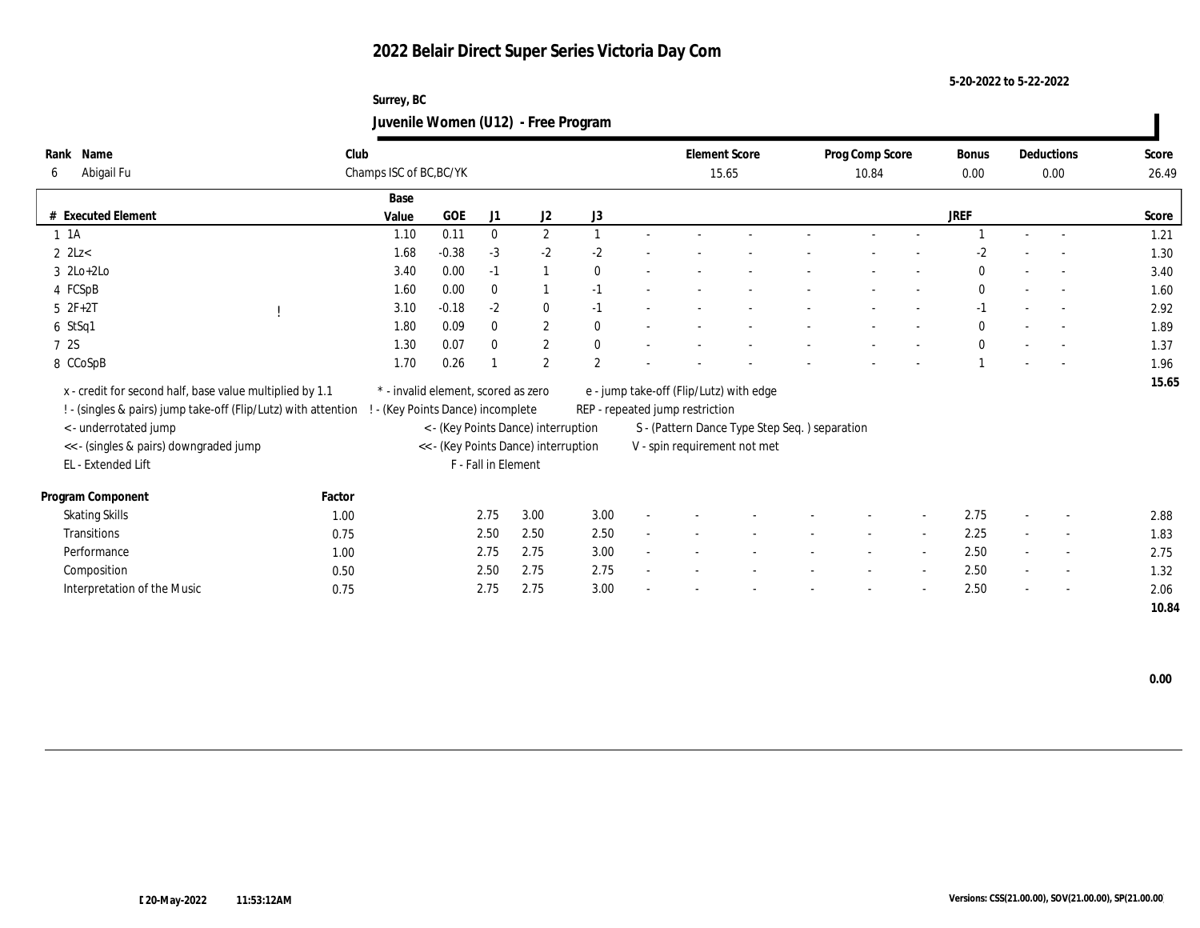# 2022 Belair Direct Super Series Victoria Day Com

5-20-2022 to 5-22-2022

Surrey, BC

## Juvenile Women (U12) - Free Program

| Rank | Name | Club | Element Score | Prog Comp Score | Bonus | Deductions | Score |
|---|---|---|---|---|---|---|---|
| 6 | Abigail Fu | Champs ISC of BC,BC/YK | 15.65 | 10.84 | 0.00 | 0.00 | 26.49 |

| # | Executed Element | | Base Value | GOE | J1 | J2 | J3 | | | | | | | | | JREF | | | Score |
|---|---|---|---|---|---|---|---|---|---|---|---|---|---|---|---|---|---|---|---|
| 1 | 1A | | 1.10 | 0.11 | 0 | 2 | 1 | - | - | - | - | - | - | - | - | 1 | - | - | 1.21 |
| 2 | 2Lz< | | 1.68 | -0.38 | -3 | -2 | -2 | - | - | - | - | - | - | - | - | -2 | - | - | 1.30 |
| 3 | 2Lo+2Lo | | 3.40 | 0.00 | -1 | 1 | 0 | - | - | - | - | - | - | - | - | 0 | - | - | 3.40 |
| 4 | FCSpB | | 1.60 | 0.00 | 0 | 1 | -1 | - | - | - | - | - | - | - | - | 0 | - | - | 1.60 |
| 5 | 2F+2T | ! | 3.10 | -0.18 | -2 | 0 | -1 | - | - | - | - | - | - | - | - | -1 | - | - | 2.92 |
| 6 | StSq1 | | 1.80 | 0.09 | 0 | 2 | 0 | - | - | - | - | - | - | - | - | 0 | - | - | 1.89 |
| 7 | 2S | | 1.30 | 0.07 | 0 | 2 | 0 | - | - | - | - | - | - | - | - | 0 | - | - | 1.37 |
| 8 | CCoSpB | | 1.70 | 0.26 | 1 | 2 | 2 | - | - | - | - | - | - | - | - | 1 | - | - | 1.96 |
| | | | | | | | | | | | | | | | | | | | 15.65 |

x - credit for second half, base value multiplied by 1.1
! - (singles & pairs) jump take-off (Flip/Lutz) with attention
< - underrotated jump
<< - (singles & pairs) downgraded jump
EL - Extended Lift
* - invalid element, scored as zero
! - (Key Points Dance) incomplete
< - (Key Points Dance) interruption
<< - (Key Points Dance) interruption
F - Fall in Element
e - jump take-off (Flip/Lutz) with edge
REP - repeated jump restriction
S - (Pattern Dance Type Step Seq. ) separation
V - spin requirement not met

| Program Component | Factor | J1 | J2 | J3 | | | | | | | | JREF | | | Score |
|---|---|---|---|---|---|---|---|---|---|---|---|---|---|---|---|
| Skating Skills | 1.00 | 2.75 | 3.00 | 3.00 | - | - | - | - | - | - | - | 2.75 | - | - | 2.88 |
| Transitions | 0.75 | 2.50 | 2.50 | 2.50 | - | - | - | - | - | - | - | 2.25 | - | - | 1.83 |
| Performance | 1.00 | 2.75 | 2.75 | 3.00 | - | - | - | - | - | - | - | 2.50 | - | - | 2.75 |
| Composition | 0.50 | 2.50 | 2.75 | 2.75 | - | - | - | - | - | - | - | 2.50 | - | - | 1.32 |
| Interpretation of the Music | 0.75 | 2.75 | 2.75 | 3.00 | - | - | - | - | - | - | - | 2.50 | - | - | 2.06 |
| | | | | | | | | | | | | | | | 10.84 |

0.00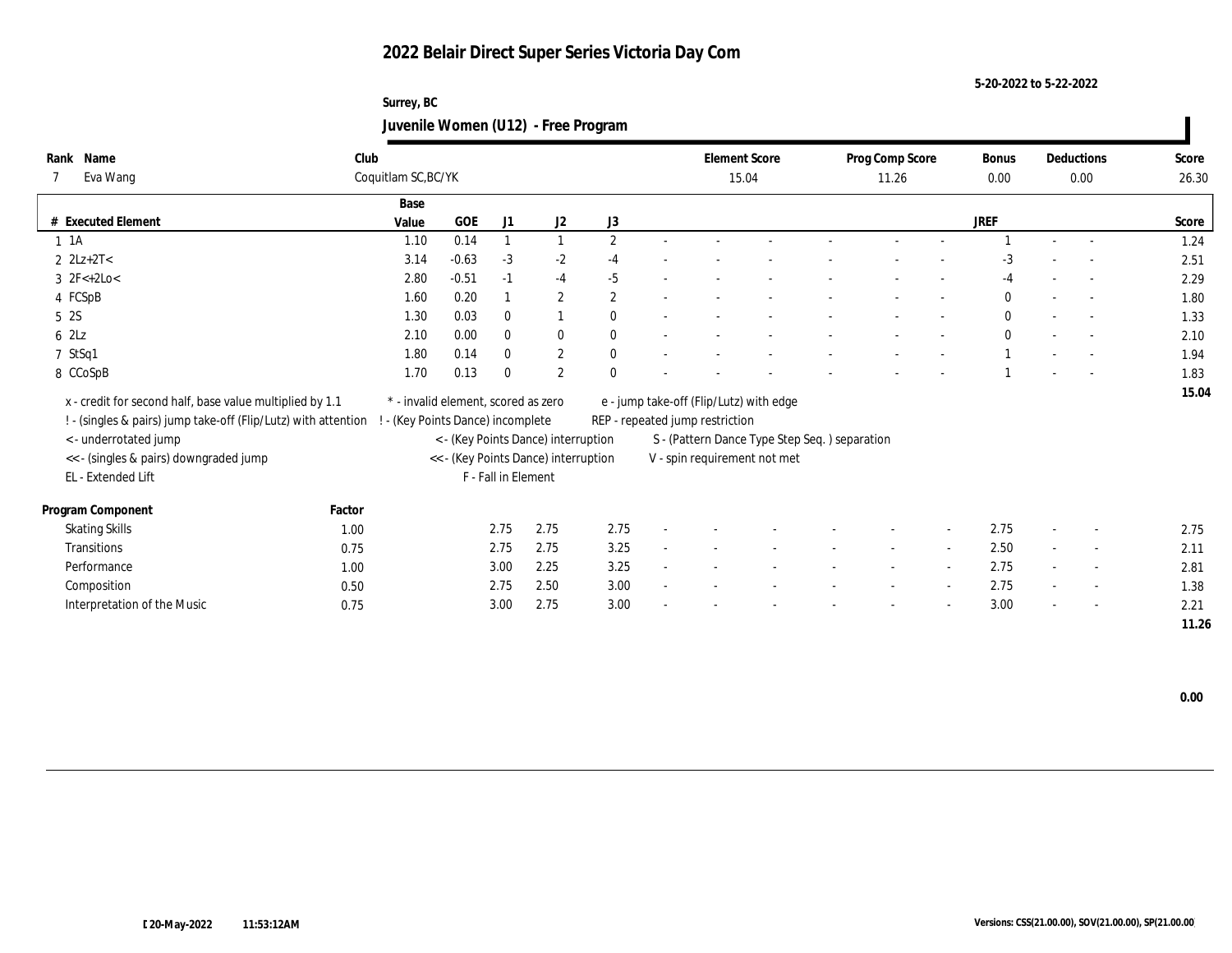# 2022 Belair Direct Super Series Victoria Day Com

5-20-2022 to 5-22-2022

Surrey, BC

## Juvenile Women (U12) - Free Program

| Rank | Name | Club | Element Score | Prog Comp Score | Bonus | Deductions | Score |
|---|---|---|---|---|---|---|---|
| 7 | Eva Wang | Coquitlam SC,BC/YK | 15.04 | 11.26 | 0.00 | 0.00 | 26.30 |

| # | Executed Element | Base Value | GOE | J1 | J2 | J3 | | | | | | | | | JREF | | | Score |
|---|---|---|---|---|---|---|---|---|---|---|---|---|---|---|---|---|---|---|
| 1 | 1A | 1.10 | 0.14 | 1 | 1 | 2 | - | - | - | - | - | - | - | - | 1 | - | - | 1.24 |
| 2 | 2Lz+2T< | 3.14 | -0.63 | -3 | -2 | -4 | - | - | - | - | - | - | - | - | -3 | - | - | 2.51 |
| 3 | 2F<+2Lo< | 2.80 | -0.51 | -1 | -4 | -5 | - | - | - | - | - | - | - | - | -4 | - | - | 2.29 |
| 4 | FCSpB | 1.60 | 0.20 | 1 | 2 | 2 | - | - | - | - | - | - | - | - | 0 | - | - | 1.80 |
| 5 | 2S | 1.30 | 0.03 | 0 | 1 | 0 | - | - | - | - | - | - | - | - | 0 | - | - | 1.33 |
| 6 | 2Lz | 2.10 | 0.00 | 0 | 0 | 0 | - | - | - | - | - | - | - | - | 0 | - | - | 2.10 |
| 7 | StSq1 | 1.80 | 0.14 | 0 | 2 | 0 | - | - | - | - | - | - | - | - | 1 | - | - | 1.94 |
| 8 | CCoSpB | 1.70 | 0.13 | 0 | 2 | 0 | - | - | - | - | - | - | - | - | 1 | - | - | 1.83 |
| | | | | | | | | | | | | | | | | | | 15.04 |

x - credit for second half, base value multiplied by 1.1
! - (singles & pairs) jump take-off (Flip/Lutz) with attention
< - underrotated jump
<< - (singles & pairs) downgraded jump
EL - Extended Lift
* - invalid element, scored as zero
! - (Key Points Dance) incomplete
< - (Key Points Dance) interruption
<< - (Key Points Dance) interruption
F - Fall in Element
e - jump take-off (Flip/Lutz) with edge
REP - repeated jump restriction
S - (Pattern Dance Type Step Seq. ) separation
V - spin requirement not met

| Program Component | Factor | J1 | J2 | J3 | | | | | | | | | JREF | | | Score |
|---|---|---|---|---|---|---|---|---|---|---|---|---|---|---|---|---|
| Skating Skills | 1.00 | 2.75 | 2.75 | 2.75 | - | - | - | - | - | - | - | - | 2.75 | - | - | 2.75 |
| Transitions | 0.75 | 2.75 | 2.75 | 3.25 | - | - | - | - | - | - | - | - | 2.50 | - | - | 2.11 |
| Performance | 1.00 | 3.00 | 2.25 | 3.25 | - | - | - | - | - | - | - | - | 2.75 | - | - | 2.81 |
| Composition | 0.50 | 2.75 | 2.50 | 3.00 | - | - | - | - | - | - | - | - | 2.75 | - | - | 1.38 |
| Interpretation of the Music | 0.75 | 3.00 | 2.75 | 3.00 | - | - | - | - | - | - | - | - | 3.00 | - | - | 2.21 |
| | | | | | | | | | | | | | | | | 11.26 |

0.00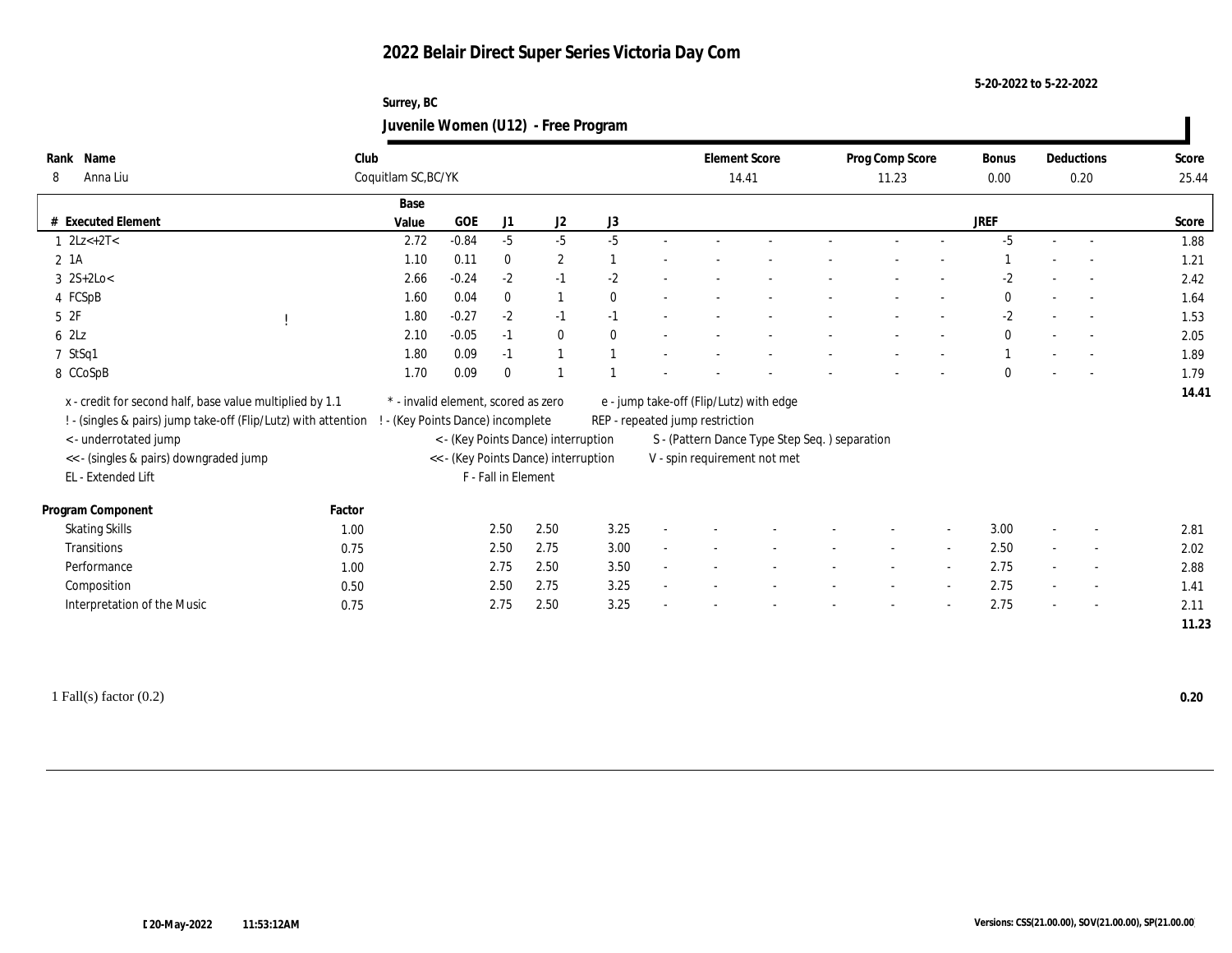# 2022 Belair Direct Super Series Victoria Day Com

5-20-2022 to 5-22-2022

Surrey, BC

## Juvenile Women (U12) - Free Program

| Rank | Name | Club | Element Score | Prog Comp Score | Bonus | Deductions | Score |
|---|---|---|---|---|---|---|---|
| 8 | Anna Liu | Coquitlam SC,BC/YK | 14.41 | 11.23 | 0.00 | 0.20 | 25.44 |

| # | Executed Element | | Base Value | GOE | J1 | J2 | J3 | | | | | | | | | JREF | | | Score |
|---|---|---|---|---|---|---|---|---|---|---|---|---|---|---|---|---|---|---|---|
| 1 | 2Lz<+2T< | | 2.72 | -0.84 | -5 | -5 | -5 | - | - | - | - | - | - | - | - | -5 | - | - | 1.88 |
| 2 | 1A | | 1.10 | 0.11 | 0 | 2 | 1 | - | - | - | - | - | - | - | - | 1 | - | - | 1.21 |
| 3 | 2S+2Lo< | | 2.66 | -0.24 | -2 | -1 | -2 | - | - | - | - | - | - | - | - | -2 | - | - | 2.42 |
| 4 | FCSpB | | 1.60 | 0.04 | 0 | 1 | 0 | - | - | - | - | - | - | - | - | 0 | - | - | 1.64 |
| 5 | 2F | ! | 1.80 | -0.27 | -2 | -1 | -1 | - | - | - | - | - | - | - | - | -2 | - | - | 1.53 |
| 6 | 2Lz | | 2.10 | -0.05 | -1 | 0 | 0 | - | - | - | - | - | - | - | - | 0 | - | - | 2.05 |
| 7 | StSq1 | | 1.80 | 0.09 | -1 | 1 | 1 | - | - | - | - | - | - | - | - | 1 | - | - | 1.89 |
| 8 | CCoSpB | | 1.70 | 0.09 | 0 | 1 | 1 | - | - | - | - | - | - | - | - | 0 | - | - | 1.79 |
| | | | | | | | | | | | | | | | | | | | 14.41 |

x - credit for second half, base value multiplied by 1.1
! - (singles & pairs) jump take-off (Flip/Lutz) with attention
< - underrotated jump
<< - (singles & pairs) downgraded jump
EL - Extended Lift
\* - invalid element, scored as zero
! - (Key Points Dance) incomplete
< - (Key Points Dance) interruption
<< - (Key Points Dance) interruption
F - Fall in Element
e - jump take-off (Flip/Lutz) with edge
REP - repeated jump restriction
S - (Pattern Dance Type Step Seq. ) separation
V - spin requirement not met

| Program Component | Factor | J1 | J2 | J3 | | | | | | | | | JREF | | | Score |
|---|---|---|---|---|---|---|---|---|---|---|---|---|---|---|---|---|
| Skating Skills | 1.00 | 2.50 | 2.50 | 3.25 | - | - | - | - | - | - | - | - | 3.00 | - | - | 2.81 |
| Transitions | 0.75 | 2.50 | 2.75 | 3.00 | - | - | - | - | - | - | - | - | 2.50 | - | - | 2.02 |
| Performance | 1.00 | 2.75 | 2.50 | 3.50 | - | - | - | - | - | - | - | - | 2.75 | - | - | 2.88 |
| Composition | 0.50 | 2.50 | 2.75 | 3.25 | - | - | - | - | - | - | - | - | 2.75 | - | - | 1.41 |
| Interpretation of the Music | 0.75 | 2.75 | 2.50 | 3.25 | - | - | - | - | - | - | - | - | 2.75 | - | - | 2.11 |
| | | | | | | | | | | | | | | | | 11.23 |

1 Fall(s) factor (0.2) **0.20**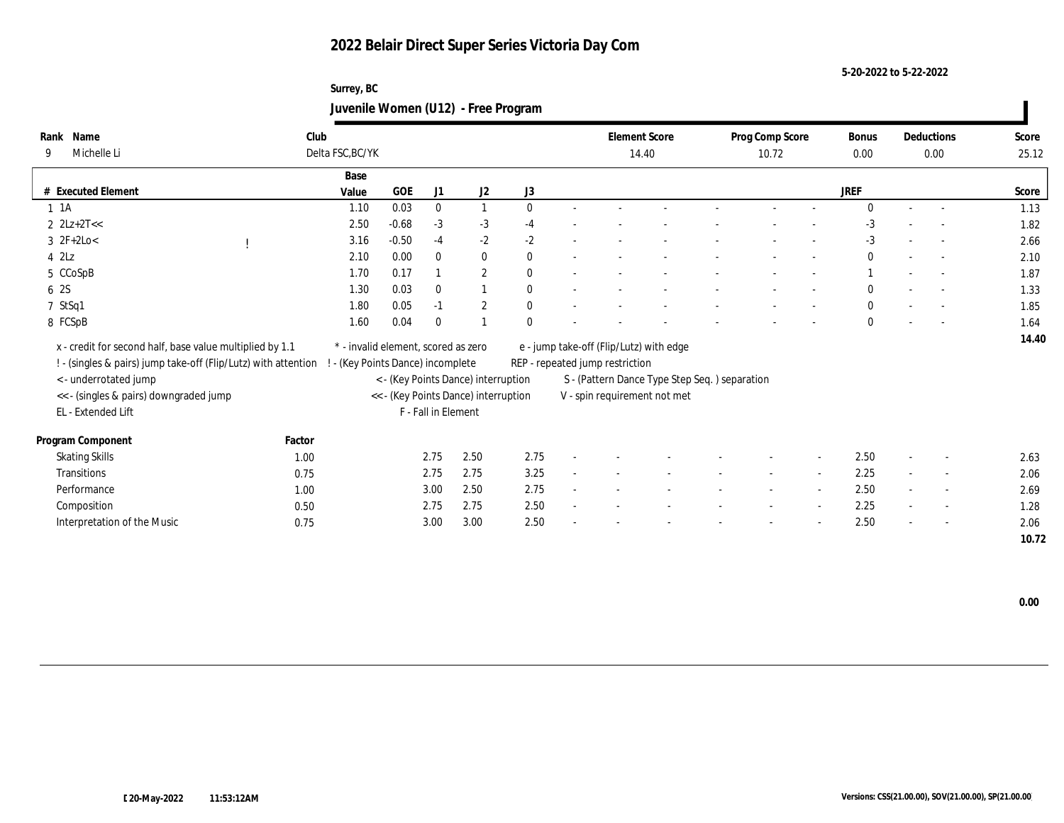# 2022 Belair Direct Super Series Victoria Day Com

5-20-2022 to 5-22-2022

Surrey, BC

## Juvenile Women (U12) - Free Program

| Rank | Name | Club | Element Score | Prog Comp Score | Bonus | Deductions | Score |
|---|---|---|---|---|---|---|---|
| 9 | Michelle Li | Delta FSC,BC/YK | 14.40 | 10.72 | 0.00 | 0.00 | 25.12 |

| # | Executed Element | | Base Value | GOE | J1 | J2 | J3 | | | | | | | | JREF | | | Score |
|---|---|---|---|---|---|---|---|---|---|---|---|---|---|---|---|---|---|---|
| 1 | 1A | | 1.10 | 0.03 | 0 | 1 | 0 | - | - | - | - | - | - | - | 0 | - | - | 1.13 |
| 2 | 2Lz+2T<< | | 2.50 | -0.68 | -3 | -3 | -4 | - | - | - | - | - | - | - | -3 | - | - | 1.82 |
| 3 | 2F+2Lo< | ! | 3.16 | -0.50 | -4 | -2 | -2 | - | - | - | - | - | - | - | -3 | - | - | 2.66 |
| 4 | 2Lz | | 2.10 | 0.00 | 0 | 0 | 0 | - | - | - | - | - | - | - | 0 | - | - | 2.10 |
| 5 | CCoSpB | | 1.70 | 0.17 | 1 | 2 | 0 | - | - | - | - | - | - | - | 1 | - | - | 1.87 |
| 6 | 2S | | 1.30 | 0.03 | 0 | 1 | 0 | - | - | - | - | - | - | - | 0 | - | - | 1.33 |
| 7 | StSq1 | | 1.80 | 0.05 | -1 | 2 | 0 | - | - | - | - | - | - | - | 0 | - | - | 1.85 |
| 8 | FCSpB | | 1.60 | 0.04 | 0 | 1 | 0 | - | - | - | - | - | - | - | 0 | - | - | 1.64 |
| | | | | | | | | | | | | | | | | | | 14.40 |

x - credit for second half, base value multiplied by 1.1
! - (singles & pairs) jump take-off (Flip/Lutz) with attention
< - underrotated jump
<< - (singles & pairs) downgraded jump
EL - Extended Lift
* - invalid element, scored as zero
! - (Key Points Dance) incomplete
< - (Key Points Dance) interruption
<< - (Key Points Dance) interruption
F - Fall in Element
e - jump take-off (Flip/Lutz) with edge
REP - repeated jump restriction
S - (Pattern Dance Type Step Seq. ) separation
V - spin requirement not met

| Program Component | Factor | J1 | J2 | J3 | | | | | | | JREF | | | Score |
|---|---|---|---|---|---|---|---|---|---|---|---|---|---|---|
| Skating Skills | 1.00 | 2.75 | 2.50 | 2.75 | - | - | - | - | - | - | 2.50 | - | - | 2.63 |
| Transitions | 0.75 | 2.75 | 2.75 | 3.25 | - | - | - | - | - | - | 2.25 | - | - | 2.06 |
| Performance | 1.00 | 3.00 | 2.50 | 2.75 | - | - | - | - | - | - | 2.50 | - | - | 2.69 |
| Composition | 0.50 | 2.75 | 2.75 | 2.50 | - | - | - | - | - | - | 2.25 | - | - | 1.28 |
| Interpretation of the Music | 0.75 | 3.00 | 3.00 | 2.50 | - | - | - | - | - | - | 2.50 | - | - | 2.06 |
| | | | | | | | | | | | | | | 10.72 |

0.00

20-May-2022 11:53:12AM

Versions: CSS(21.00.00), SOV(21.00.00), SP(21.00.00)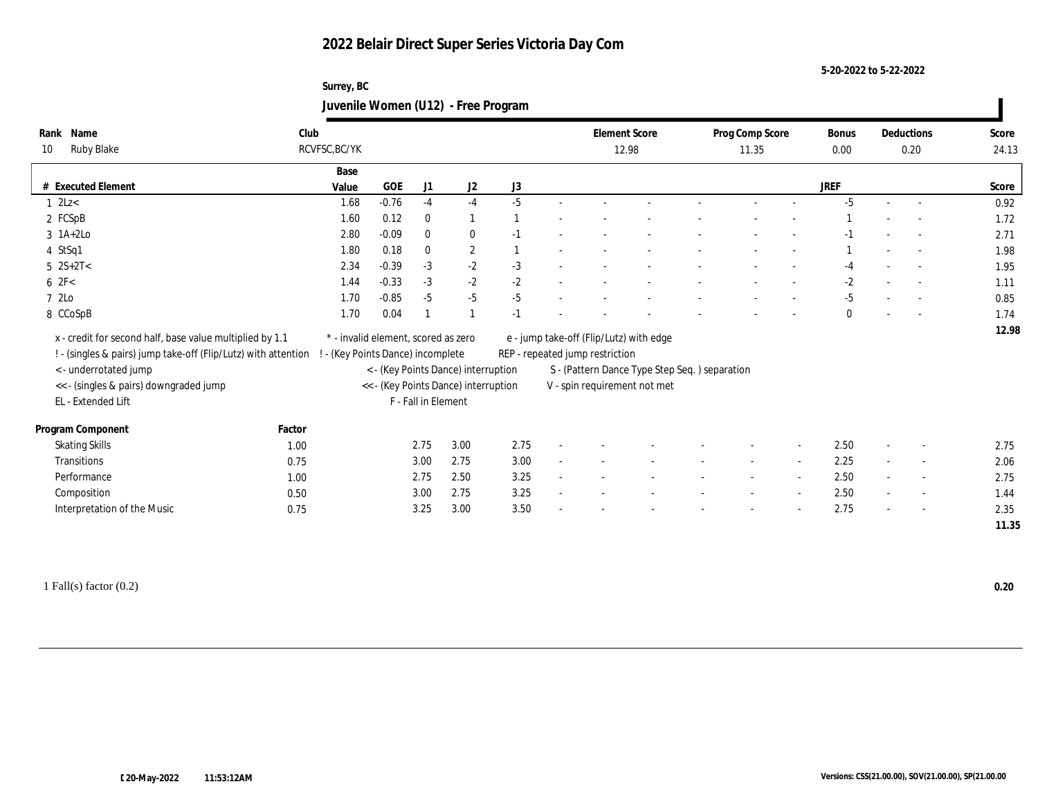# 2022 Belair Direct Super Series Victoria Day Com

5-20-2022 to 5-22-2022

Surrey, BC

## Juvenile Women (U12) - Free Program

| Rank | Name | Club | Element Score | Prog Comp Score | Bonus | Deductions | Score |
|---|---|---|---|---|---|---|---|
| 10 | Ruby Blake | RCVFSC,BC/YK | 12.98 | 11.35 | 0.00 | 0.20 | 24.13 |

| # | Executed Element | Base Value | GOE | J1 | J2 | J3 | | | | | | | | JREF | | | Score |
|---|---|---|---|---|---|---|---|---|---|---|---|---|---|---|---|---|---|
| 1 | 2Lz< | 1.68 | -0.76 | -4 | -4 | -5 | - | - | - | - | - | - | - | -5 | - | - | 0.92 |
| 2 | FCSpB | 1.60 | 0.12 | 0 | 1 | 1 | - | - | - | - | - | - | - | 1 | - | - | 1.72 |
| 3 | 1A+2Lo | 2.80 | -0.09 | 0 | 0 | -1 | - | - | - | - | - | - | - | -1 | - | - | 2.71 |
| 4 | StSq1 | 1.80 | 0.18 | 0 | 2 | 1 | - | - | - | - | - | - | - | 1 | - | - | 1.98 |
| 5 | 2S+2T< | 2.34 | -0.39 | -3 | -2 | -3 | - | - | - | - | - | - | - | -4 | - | - | 1.95 |
| 6 | 2F< | 1.44 | -0.33 | -3 | -2 | -2 | - | - | - | - | - | - | - | -2 | - | - | 1.11 |
| 7 | 2Lo | 1.70 | -0.85 | -5 | -5 | -5 | - | - | - | - | - | - | - | -5 | - | - | 0.85 |
| 8 | CCoSpB | 1.70 | 0.04 | 1 | 1 | -1 | - | - | - | - | - | - | - | 0 | - | - | 1.74 |
| | | | | | | | | | | | | | | | | | 12.98 |

x - credit for second half, base value multiplied by 1.1
! - (singles & pairs) jump take-off (Flip/Lutz) with attention
< - underrotated jump
<< - (singles & pairs) downgraded jump
EL - Extended Lift
* - invalid element, scored as zero
! - (Key Points Dance) incomplete
< - (Key Points Dance) interruption
<< - (Key Points Dance) interruption
F - Fall in Element
e - jump take-off (Flip/Lutz) with edge
REP - repeated jump restriction
S - (Pattern Dance Type Step Seq. ) separation
V - spin requirement not met

| Program Component | Factor | J1 | J2 | J3 | | | | | | | | JREF | | | Score |
|---|---|---|---|---|---|---|---|---|---|---|---|---|---|---|---|
| Skating Skills | 1.00 | 2.75 | 3.00 | 2.75 | - | - | - | - | - | - | - | 2.50 | - | - | 2.75 |
| Transitions | 0.75 | 3.00 | 2.75 | 3.00 | - | - | - | - | - | - | - | 2.25 | - | - | 2.06 |
| Performance | 1.00 | 2.75 | 2.50 | 3.25 | - | - | - | - | - | - | - | 2.50 | - | - | 2.75 |
| Composition | 0.50 | 3.00 | 2.75 | 3.25 | - | - | - | - | - | - | - | 2.50 | - | - | 1.44 |
| Interpretation of the Music | 0.75 | 3.25 | 3.00 | 3.50 | - | - | - | - | - | - | - | 2.75 | - | - | 2.35 |
| | | | | | | | | | | | | | | | 11.35 |

1 Fall(s) factor (0.2) **0.20**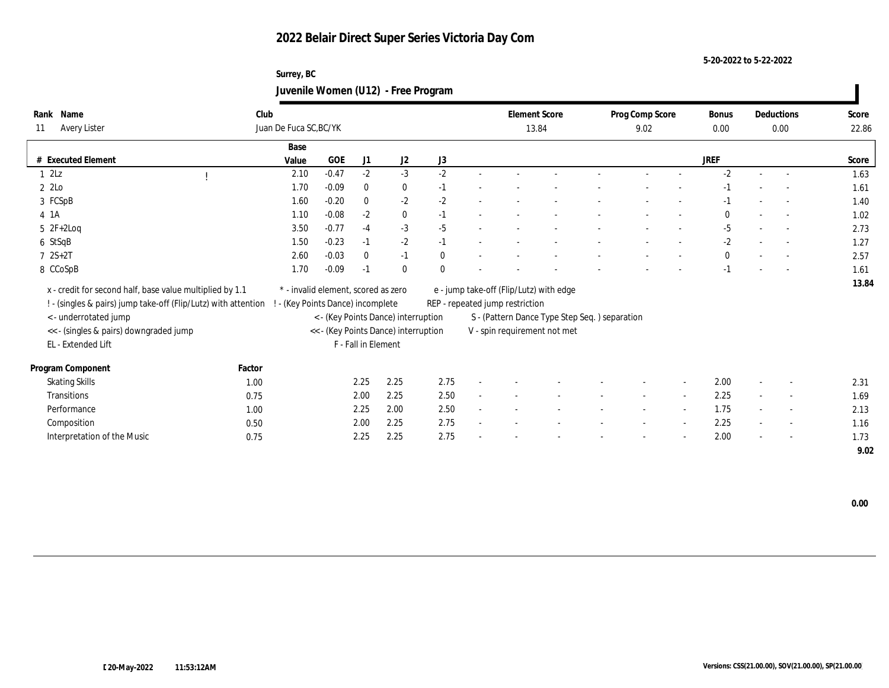# 2022 Belair Direct Super Series Victoria Day Com

5-20-2022 to 5-22-2022

Surrey, BC

## Juvenile Women (U12) - Free Program

| Rank | Name | Club | Element Score | Prog Comp Score | Bonus | Deductions | Score |
|---|---|---|---|---|---|---|---|
| 11 | Avery Lister | Juan De Fuca SC,BC/YK | 13.84 | 9.02 | 0.00 | 0.00 | 22.86 |

| # | Executed Element | | Base Value | GOE | J1 | J2 | J3 | | | | | | | | | JREF | | | Score |
|---|---|---|---|---|---|---|---|---|---|---|---|---|---|---|---|---|---|---|---|
| 1 | 2Lz | ! | 2.10 | -0.47 | -2 | -3 | -2 | - | - | - | - | - | - | - | - | -2 | - | - | 1.63 |
| 2 | 2Lo | | 1.70 | -0.09 | 0 | 0 | -1 | - | - | - | - | - | - | - | - | -1 | - | - | 1.61 |
| 3 | FCSpB | | 1.60 | -0.20 | 0 | -2 | -2 | - | - | - | - | - | - | - | - | -1 | - | - | 1.40 |
| 4 | 1A | | 1.10 | -0.08 | -2 | 0 | -1 | - | - | - | - | - | - | - | - | 0 | - | - | 1.02 |
| 5 | 2F+2Loq | | 3.50 | -0.77 | -4 | -3 | -5 | - | - | - | - | - | - | - | - | -5 | - | - | 2.73 |
| 6 | StSqB | | 1.50 | -0.23 | -1 | -2 | -1 | - | - | - | - | - | - | - | - | -2 | - | - | 1.27 |
| 7 | 2S+2T | | 2.60 | -0.03 | 0 | -1 | 0 | - | - | - | - | - | - | - | - | 0 | - | - | 2.57 |
| 8 | CCoSpB | | 1.70 | -0.09 | -1 | 0 | 0 | - | - | - | - | - | - | - | - | -1 | - | - | 1.61 |
| | | | | | | | | | | | | | | | | | | | 13.84 |

x - credit for second half, base value multiplied by 1.1
! - (singles & pairs) jump take-off (Flip/Lutz) with attention
< - underrotated jump
<< - (singles & pairs) downgraded jump
EL - Extended Lift
* - invalid element, scored as zero
! - (Key Points Dance) incomplete
< - (Key Points Dance) interruption
<< - (Key Points Dance) interruption
F - Fall in Element
e - jump take-off (Flip/Lutz) with edge
REP - repeated jump restriction
S - (Pattern Dance Type Step Seq. ) separation
V - spin requirement not met

| Program Component | Factor | J1 | J2 | J3 | | | | | | | | | JREF | | | Score |
|---|---|---|---|---|---|---|---|---|---|---|---|---|---|---|---|---|
| Skating Skills | 1.00 | 2.25 | 2.25 | 2.75 | - | - | - | - | - | - | - | - | 2.00 | - | - | 2.31 |
| Transitions | 0.75 | 2.00 | 2.25 | 2.50 | - | - | - | - | - | - | - | - | 2.25 | - | - | 1.69 |
| Performance | 1.00 | 2.25 | 2.00 | 2.50 | - | - | - | - | - | - | - | - | 1.75 | - | - | 2.13 |
| Composition | 0.50 | 2.00 | 2.25 | 2.75 | - | - | - | - | - | - | - | - | 2.25 | - | - | 1.16 |
| Interpretation of the Music | 0.75 | 2.25 | 2.25 | 2.75 | - | - | - | - | - | - | - | - | 2.00 | - | - | 1.73 |
| | | | | | | | | | | | | | | | | 9.02 |

0.00

20-May-2022 11:53:12AM

Versions: CSS(21.00.00), SOV(21.00.00), SP(21.00.00)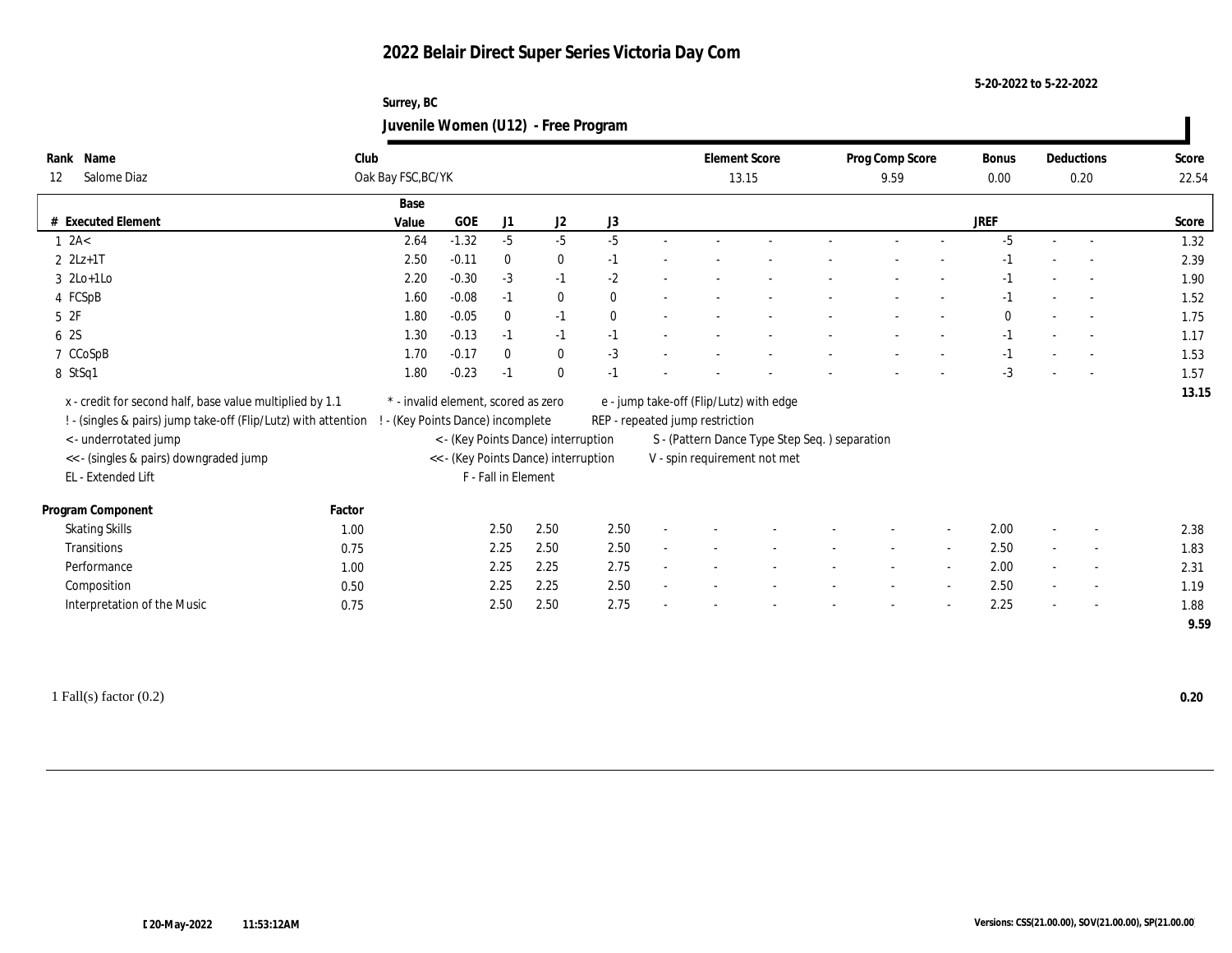# 2022 Belair Direct Super Series Victoria Day Com

5-20-2022 to 5-22-2022

Surrey, BC

## Juvenile Women (U12) - Free Program

| Rank | Name | Club | Element Score | Prog Comp Score | Bonus | Deductions | Score |
|---|---|---|---|---|---|---|---|
| 12 | Salome Diaz | Oak Bay FSC,BC/YK | 13.15 | 9.59 | 0.00 | 0.20 | 22.54 |

| # | Executed Element | Base Value | GOE | J1 | J2 | J3 | | | | | | | | JREF | | | Score |
|---|---|---|---|---|---|---|---|---|---|---|---|---|---|---|---|---|---|
| 1 | 2A< | 2.64 | -1.32 | -5 | -5 | -5 | - | - | - | - | - | - | - | -5 | - | - | 1.32 |
| 2 | 2Lz+1T | 2.50 | -0.11 | 0 | 0 | -1 | - | - | - | - | - | - | - | -1 | - | - | 2.39 |
| 3 | 2Lo+1Lo | 2.20 | -0.30 | -3 | -1 | -2 | - | - | - | - | - | - | - | -1 | - | - | 1.90 |
| 4 | FCSpB | 1.60 | -0.08 | -1 | 0 | 0 | - | - | - | - | - | - | - | -1 | - | - | 1.52 |
| 5 | 2F | 1.80 | -0.05 | 0 | -1 | 0 | - | - | - | - | - | - | - | 0 | - | - | 1.75 |
| 6 | 2S | 1.30 | -0.13 | -1 | -1 | -1 | - | - | - | - | - | - | - | -1 | - | - | 1.17 |
| 7 | CCoSpB | 1.70 | -0.17 | 0 | 0 | -3 | - | - | - | - | - | - | - | -1 | - | - | 1.53 |
| 8 | StSq1 | 1.80 | -0.23 | -1 | 0 | -1 | - | - | - | - | - | - | - | -3 | - | - | 1.57 |
| | | | | | | | | | | | | | | | | | 13.15 |

x - credit for second half, base value multiplied by 1.1
! - (singles & pairs) jump take-off (Flip/Lutz) with attention
< - underrotated jump
<< - (singles & pairs) downgraded jump
EL - Extended Lift
* - invalid element, scored as zero
! - (Key Points Dance) incomplete
< - (Key Points Dance) interruption
<< - (Key Points Dance) interruption
F - Fall in Element
e - jump take-off (Flip/Lutz) with edge
REP - repeated jump restriction
S - (Pattern Dance Type Step Seq. ) separation
V - spin requirement not met

| Program Component | Factor | J1 | J2 | J3 | | | | | | | | JREF | | | Score |
|---|---|---|---|---|---|---|---|---|---|---|---|---|---|---|---|
| Skating Skills | 1.00 | 2.50 | 2.50 | 2.50 | - | - | - | - | - | - | - | 2.00 | - | - | 2.38 |
| Transitions | 0.75 | 2.25 | 2.50 | 2.50 | - | - | - | - | - | - | - | 2.50 | - | - | 1.83 |
| Performance | 1.00 | 2.25 | 2.25 | 2.75 | - | - | - | - | - | - | - | 2.00 | - | - | 2.31 |
| Composition | 0.50 | 2.25 | 2.25 | 2.50 | - | - | - | - | - | - | - | 2.50 | - | - | 1.19 |
| Interpretation of the Music | 0.75 | 2.50 | 2.50 | 2.75 | - | - | - | - | - | - | - | 2.25 | - | - | 1.88 |
| | | | | | | | | | | | | | | | 9.59 |

1 Fall(s) factor (0.2) **0.20**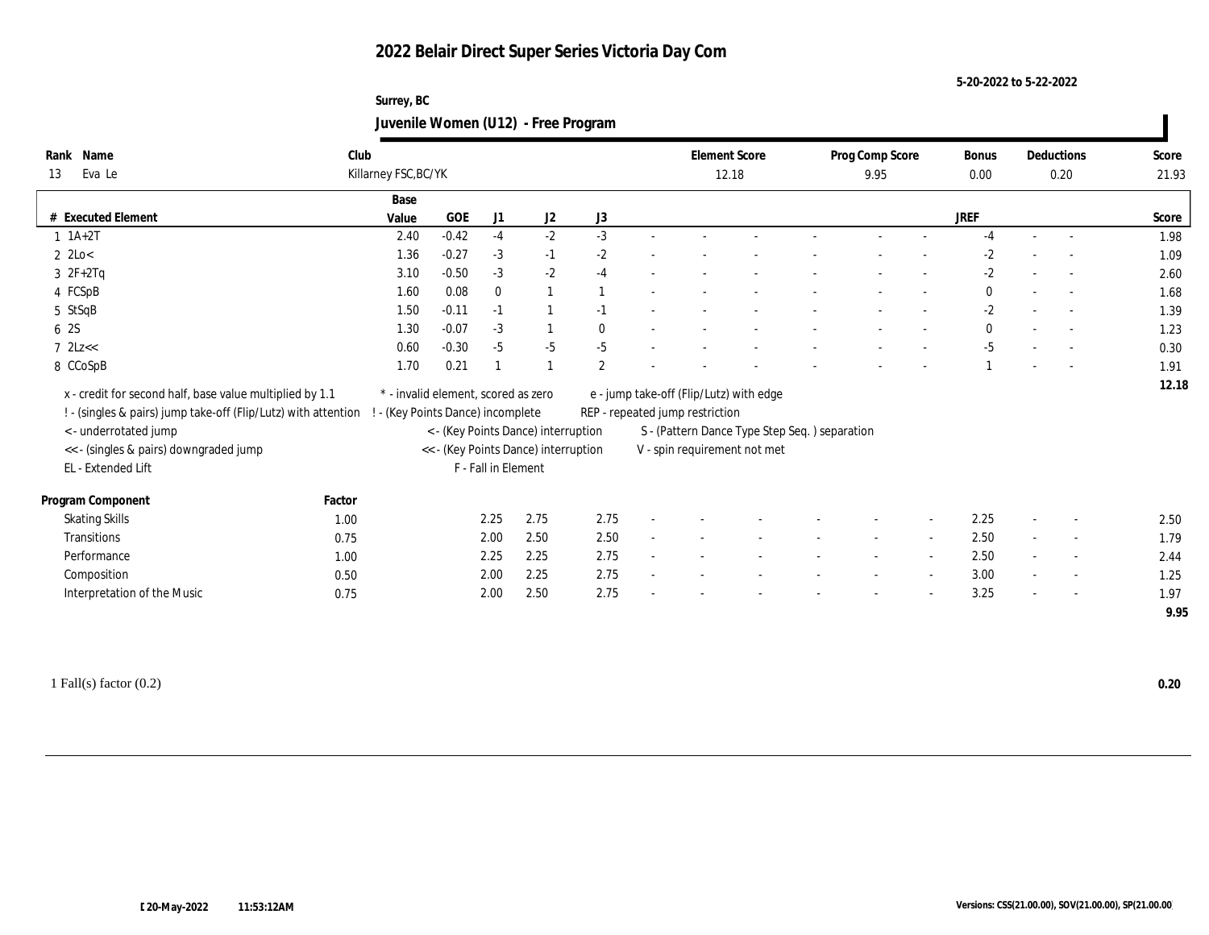# 2022 Belair Direct Super Series Victoria Day Com

5-20-2022 to 5-22-2022

Surrey, BC

## Juvenile Women (U12) - Free Program

| Rank | Name | Club | Element Score | Prog Comp Score | Bonus | Deductions | Score |
|---|---|---|---|---|---|---|---|
| 13 | Eva Le | Killarney FSC,BC/YK | 12.18 | 9.95 | 0.00 | 0.20 | 21.93 |

| # | Executed Element | Base Value | GOE | J1 | J2 | J3 | | | | | | | | | JREF | | | Score |
|---|---|---|---|---|---|---|---|---|---|---|---|---|---|---|---|---|---|---|
| 1 | 1A+2T | 2.40 | -0.42 | -4 | -2 | -3 | - | - | - | - | - | - | - | - | -4 | - | - | 1.98 |
| 2 | 2Lo< | 1.36 | -0.27 | -3 | -1 | -2 | - | - | - | - | - | - | - | - | -2 | - | - | 1.09 |
| 3 | 2F+2Tq | 3.10 | -0.50 | -3 | -2 | -4 | - | - | - | - | - | - | - | - | -2 | - | - | 2.60 |
| 4 | FCSpB | 1.60 | 0.08 | 0 | 1 | 1 | - | - | - | - | - | - | - | - | 0 | - | - | 1.68 |
| 5 | StSqB | 1.50 | -0.11 | -1 | 1 | -1 | - | - | - | - | - | - | - | - | -2 | - | - | 1.39 |
| 6 | 2S | 1.30 | -0.07 | -3 | 1 | 0 | - | - | - | - | - | - | - | - | 0 | - | - | 1.23 |
| 7 | 2Lz<< | 0.60 | -0.30 | -5 | -5 | -5 | - | - | - | - | - | - | - | - | -5 | - | - | 0.30 |
| 8 | CCoSpB | 1.70 | 0.21 | 1 | 1 | 2 | - | - | - | - | - | - | - | - | 1 | - | - | 1.91 |
| | | | | | | | | | | | | | | | | | | 12.18 |

x - credit for second half, base value multiplied by 1.1
! - (singles & pairs) jump take-off (Flip/Lutz) with attention
< - underrotated jump
<< - (singles & pairs) downgraded jump
EL - Extended Lift

* - invalid element, scored as zero
! - (Key Points Dance) incomplete
< - (Key Points Dance) interruption
<< - (Key Points Dance) interruption
F - Fall in Element

e - jump take-off (Flip/Lutz) with edge
REP - repeated jump restriction
S - (Pattern Dance Type Step Seq. ) separation
V - spin requirement not met

| Program Component | Factor | J1 | J2 | J3 | | | | | | | | | JREF | | | Score |
|---|---|---|---|---|---|---|---|---|---|---|---|---|---|---|---|---|
| Skating Skills | 1.00 | 2.25 | 2.75 | 2.75 | - | - | - | - | - | - | - | - | 2.25 | - | - | 2.50 |
| Transitions | 0.75 | 2.00 | 2.50 | 2.50 | - | - | - | - | - | - | - | - | 2.50 | - | - | 1.79 |
| Performance | 1.00 | 2.25 | 2.25 | 2.75 | - | - | - | - | - | - | - | - | 2.50 | - | - | 2.44 |
| Composition | 0.50 | 2.00 | 2.25 | 2.75 | - | - | - | - | - | - | - | - | 3.00 | - | - | 1.25 |
| Interpretation of the Music | 0.75 | 2.00 | 2.50 | 2.75 | - | - | - | - | - | - | - | - | 3.25 | - | - | 1.97 |
| | | | | | | | | | | | | | | | | 9.95 |

1 Fall(s) factor (0.2) **0.20**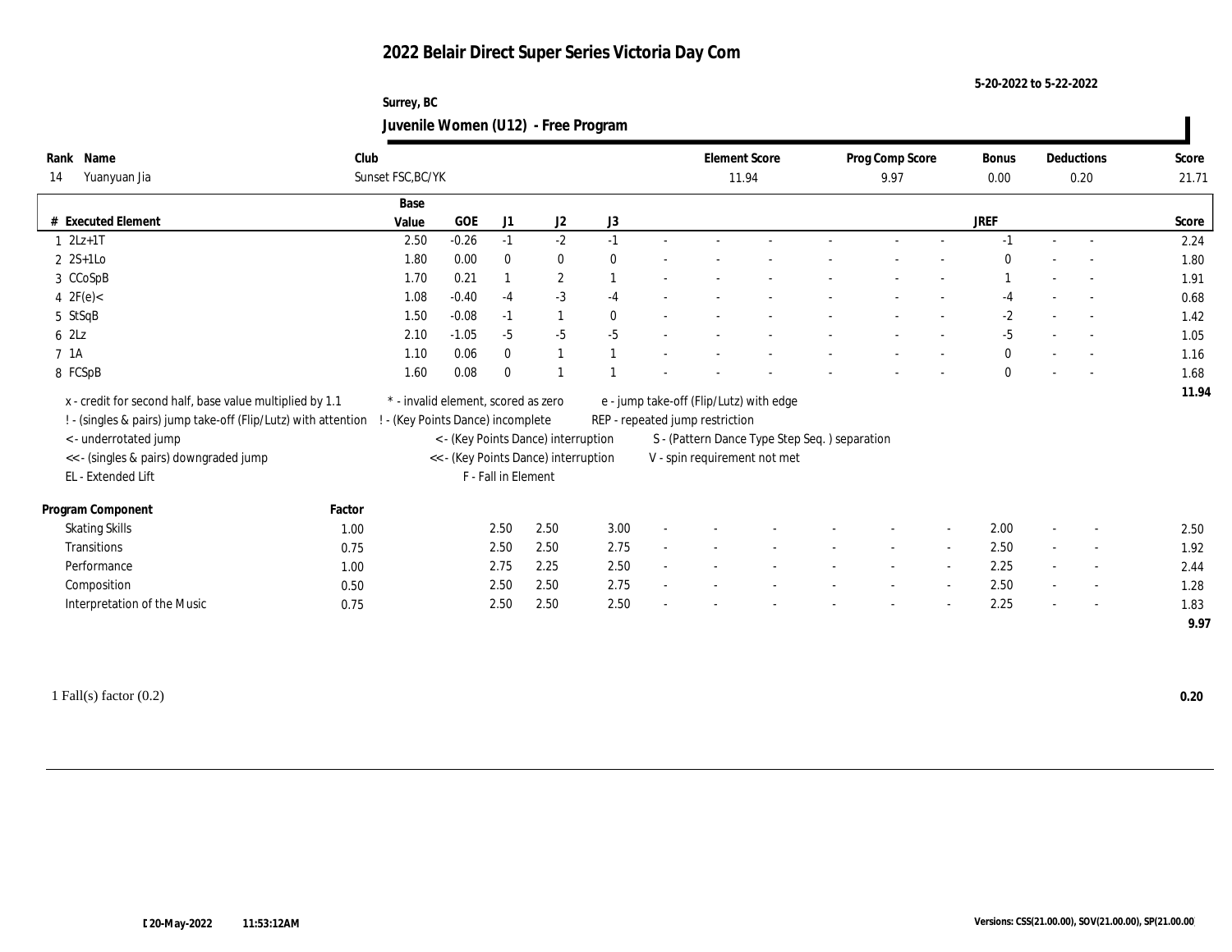# 2022 Belair Direct Super Series Victoria Day Com

5-20-2022 to 5-22-2022

Surrey, BC

## Juvenile Women (U12) - Free Program

| Rank | Name | Club | Element Score | Prog Comp Score | Bonus | Deductions | Score |
|---|---|---|---|---|---|---|---|
| 14 | Yuanyuan Jia | Sunset FSC,BC/YK | 11.94 | 9.97 | 0.00 | 0.20 | 21.71 |

| # | Executed Element | Base Value | GOE | J1 | J2 | J3 | | | | | | | | | JREF | | | Score |
|---|---|---|---|---|---|---|---|---|---|---|---|---|---|---|---|---|---|---|
| 1 | 2Lz+1T | 2.50 | -0.26 | -1 | -2 | -1 | - | - | - | - | - | - | - | - | -1 | - | - | 2.24 |
| 2 | 2S+1Lo | 1.80 | 0.00 | 0 | 0 | 0 | - | - | - | - | - | - | - | - | 0 | - | - | 1.80 |
| 3 | CCoSpB | 1.70 | 0.21 | 1 | 2 | 1 | - | - | - | - | - | - | - | - | 1 | - | - | 1.91 |
| 4 | 2F(e)< | 1.08 | -0.40 | -4 | -3 | -4 | - | - | - | - | - | - | - | - | -4 | - | - | 0.68 |
| 5 | StSqB | 1.50 | -0.08 | -1 | 1 | 0 | - | - | - | - | - | - | - | - | -2 | - | - | 1.42 |
| 6 | 2Lz | 2.10 | -1.05 | -5 | -5 | -5 | - | - | - | - | - | - | - | - | -5 | - | - | 1.05 |
| 7 | 1A | 1.10 | 0.06 | 0 | 1 | 1 | - | - | - | - | - | - | - | - | 0 | - | - | 1.16 |
| 8 | FCSpB | 1.60 | 0.08 | 0 | 1 | 1 | - | - | - | - | - | - | - | - | 0 | - | - | 1.68 |
| | | | | | | | | | | | | | | | | | | 11.94 |

x - credit for second half, base value multiplied by 1.1
! - (singles & pairs) jump take-off (Flip/Lutz) with attention
< - underrotated jump
<< - (singles & pairs) downgraded jump
EL - Extended Lift
* - invalid element, scored as zero
! - (Key Points Dance) incomplete
< - (Key Points Dance) interruption
<< - (Key Points Dance) interruption
F - Fall in Element
e - jump take-off (Flip/Lutz) with edge
REP - repeated jump restriction
S - (Pattern Dance Type Step Seq. ) separation
V - spin requirement not met

| Program Component | Factor | J1 | J2 | J3 | | | | | | | | | JREF | | | Score |
|---|---|---|---|---|---|---|---|---|---|---|---|---|---|---|---|---|
| Skating Skills | 1.00 | 2.50 | 2.50 | 3.00 | - | - | - | - | - | - | - | - | 2.00 | - | - | 2.50 |
| Transitions | 0.75 | 2.50 | 2.50 | 2.75 | - | - | - | - | - | - | - | - | 2.50 | - | - | 1.92 |
| Performance | 1.00 | 2.75 | 2.25 | 2.50 | - | - | - | - | - | - | - | - | 2.25 | - | - | 2.44 |
| Composition | 0.50 | 2.50 | 2.50 | 2.75 | - | - | - | - | - | - | - | - | 2.50 | - | - | 1.28 |
| Interpretation of the Music | 0.75 | 2.50 | 2.50 | 2.50 | - | - | - | - | - | - | - | - | 2.25 | - | - | 1.83 |
| | | | | | | | | | | | | | | | | 9.97 |

1 Fall(s) factor (0.2) **0.20**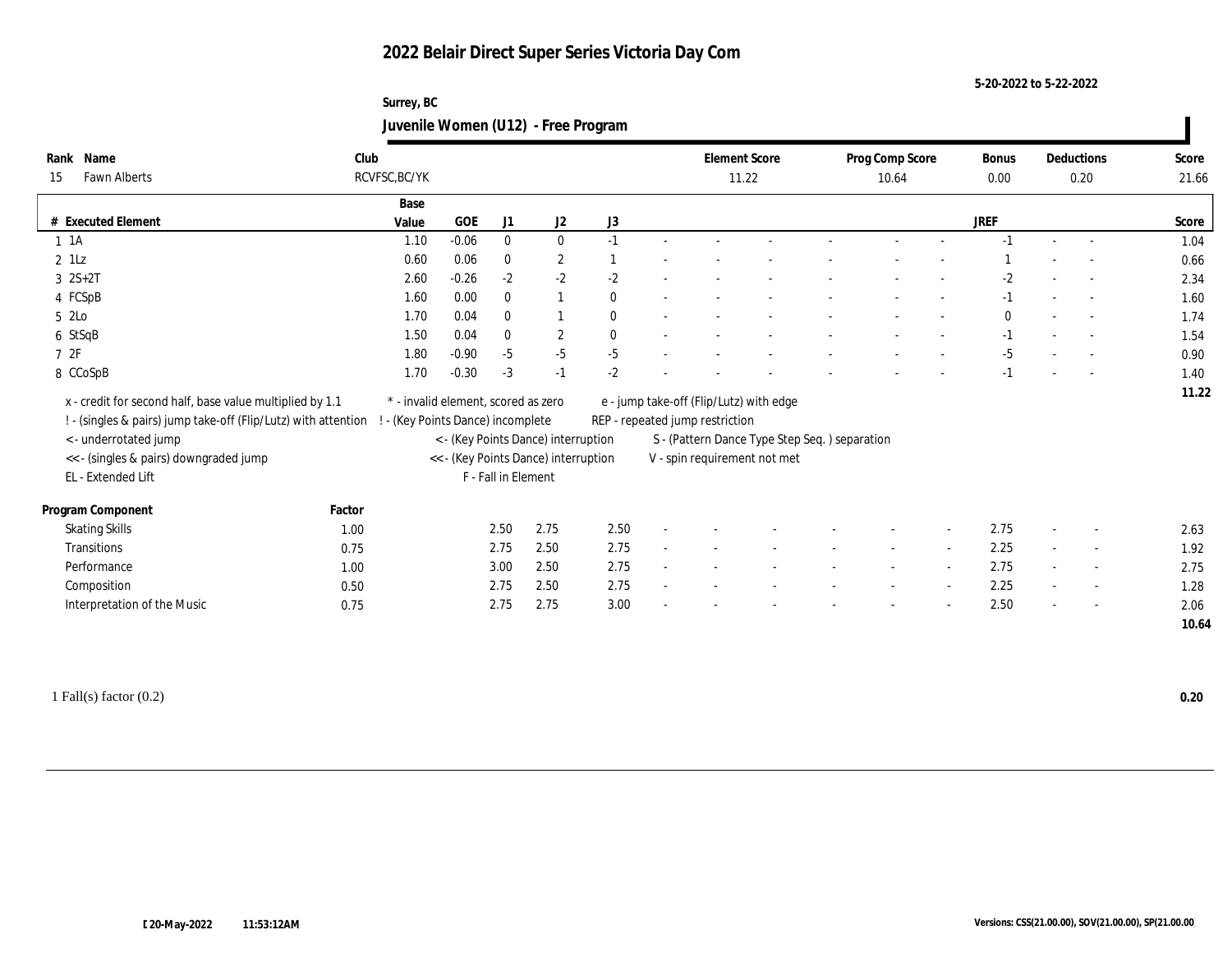# 2022 Belair Direct Super Series Victoria Day Com

5-20-2022 to 5-22-2022

Surrey, BC

## Juvenile Women (U12) - Free Program

| Rank | Name | Club | Element Score | Prog Comp Score | Bonus | Deductions | Score |
|---|---|---|---|---|---|---|---|
| 15 | Fawn Alberts | RCVFSC,BC/YK | 11.22 | 10.64 | 0.00 | 0.20 | 21.66 |

| # | Executed Element | Base Value | GOE | J1 | J2 | J3 | | | | | | | | | JREF | | | Score |
|---|---|---|---|---|---|---|---|---|---|---|---|---|---|---|---|---|---|---|
| 1 | 1A | 1.10 | -0.06 | 0 | 0 | -1 | - | - | - | - | - | - | - | | -1 | - | - | 1.04 |
| 2 | 1Lz | 0.60 | 0.06 | 0 | 2 | 1 | - | - | - | - | - | - | - | | 1 | - | - | 0.66 |
| 3 | 2S+2T | 2.60 | -0.26 | -2 | -2 | -2 | - | - | - | - | - | - | - | | -2 | - | - | 2.34 |
| 4 | FCSpB | 1.60 | 0.00 | 0 | 1 | 0 | - | - | - | - | - | - | - | | -1 | - | - | 1.60 |
| 5 | 2Lo | 1.70 | 0.04 | 0 | 1 | 0 | - | - | - | - | - | - | - | | 0 | - | - | 1.74 |
| 6 | StSqB | 1.50 | 0.04 | 0 | 2 | 0 | - | - | - | - | - | - | - | | -1 | - | - | 1.54 |
| 7 | 2F | 1.80 | -0.90 | -5 | -5 | -5 | - | - | - | - | - | - | - | | -5 | - | - | 0.90 |
| 8 | CCoSpB | 1.70 | -0.30 | -3 | -1 | -2 | - | - | - | - | - | - | - | | -1 | - | - | 1.40 |
| | | | | | | | | | | | | | | | | | | 11.22 |

x - credit for second half, base value multiplied by 1.1
! - (singles & pairs) jump take-off (Flip/Lutz) with attention
< - underrotated jump
<< - (singles & pairs) downgraded jump
EL - Extended Lift
* - invalid element, scored as zero
! - (Key Points Dance) incomplete
< - (Key Points Dance) interruption
<< - (Key Points Dance) interruption
F - Fall in Element
e - jump take-off (Flip/Lutz) with edge
REP - repeated jump restriction
S - (Pattern Dance Type Step Seq. ) separation
V - spin requirement not met

| Program Component | Factor | J1 | J2 | J3 | | | | | | | JREF | | | Score |
|---|---|---|---|---|---|---|---|---|---|---|---|---|---|---|
| Skating Skills | 1.00 | 2.50 | 2.75 | 2.50 | - | - | - | - | - | - | 2.75 | - | - | 2.63 |
| Transitions | 0.75 | 2.75 | 2.50 | 2.75 | - | - | - | - | - | - | 2.25 | - | - | 1.92 |
| Performance | 1.00 | 3.00 | 2.50 | 2.75 | - | - | - | - | - | - | 2.75 | - | - | 2.75 |
| Composition | 0.50 | 2.75 | 2.50 | 2.75 | - | - | - | - | - | - | 2.25 | - | - | 1.28 |
| Interpretation of the Music | 0.75 | 2.75 | 2.75 | 3.00 | - | - | - | - | - | - | 2.50 | - | - | 2.06 |
| | | | | | | | | | | | | | | 10.64 |

1 Fall(s) factor (0.2) **0.20**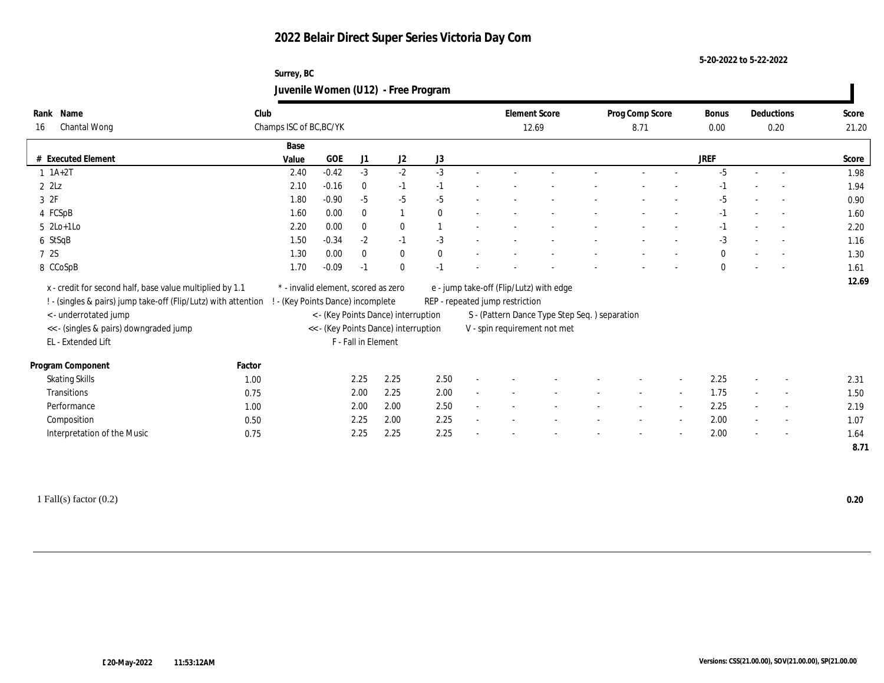# 2022 Belair Direct Super Series Victoria Day Com

5-20-2022 to 5-22-2022

Surrey, BC

## Juvenile Women (U12) - Free Program

| Rank | Name | Club | Element Score | Prog Comp Score | Bonus | Deductions | Score |
|---|---|---|---|---|---|---|---|
| 16 | Chantal Wong | Champs ISC of BC,BC/YK | 12.69 | 8.71 | 0.00 | 0.20 | 21.20 |

| # | Executed Element | Base Value | GOE | J1 | J2 | J3 | | | | | | | | | JREF | | | Score |
|---|---|---|---|---|---|---|---|---|---|---|---|---|---|---|---|---|---|---|
| 1 | 1A+2T | 2.40 | -0.42 | -3 | -2 | -3 | - | - | - | - | - | - | - | - | -5 | - | - | 1.98 |
| 2 | 2Lz | 2.10 | -0.16 | 0 | -1 | -1 | - | - | - | - | - | - | - | - | -1 | - | - | 1.94 |
| 3 | 2F | 1.80 | -0.90 | -5 | -5 | -5 | - | - | - | - | - | - | - | - | -5 | - | - | 0.90 |
| 4 | FCSpB | 1.60 | 0.00 | 0 | 1 | 0 | - | - | - | - | - | - | - | - | -1 | - | - | 1.60 |
| 5 | 2Lo+1Lo | 2.20 | 0.00 | 0 | 0 | 1 | - | - | - | - | - | - | - | - | -1 | - | - | 2.20 |
| 6 | StSqB | 1.50 | -0.34 | -2 | -1 | -3 | - | - | - | - | - | - | - | - | -3 | - | - | 1.16 |
| 7 | 2S | 1.30 | 0.00 | 0 | 0 | 0 | - | - | - | - | - | - | - | - | 0 | - | - | 1.30 |
| 8 | CCoSpB | 1.70 | -0.09 | -1 | 0 | -1 | - | - | - | - | - | - | - | - | 0 | - | - | 1.61 |
| | | | | | | | | | | | | | | | | | | 12.69 |

x - credit for second half, base value multiplied by 1.1
! - (singles & pairs) jump take-off (Flip/Lutz) with attention
< - underrotated jump
<< - (singles & pairs) downgraded jump
EL - Extended Lift
* - invalid element, scored as zero
! - (Key Points Dance) incomplete
< - (Key Points Dance) interruption
<< - (Key Points Dance) interruption
F - Fall in Element
e - jump take-off (Flip/Lutz) with edge
REP - repeated jump restriction
S - (Pattern Dance Type Step Seq. ) separation
V - spin requirement not met

| Program Component | Factor | J1 | J2 | J3 | | | | | | | | | JREF | | | Score |
|---|---|---|---|---|---|---|---|---|---|---|---|---|---|---|---|---|
| Skating Skills | 1.00 | 2.25 | 2.25 | 2.50 | - | - | - | - | - | - | - | - | 2.25 | - | - | 2.31 |
| Transitions | 0.75 | 2.00 | 2.25 | 2.00 | - | - | - | - | - | - | - | - | 1.75 | - | - | 1.50 |
| Performance | 1.00 | 2.00 | 2.00 | 2.50 | - | - | - | - | - | - | - | - | 2.25 | - | - | 2.19 |
| Composition | 0.50 | 2.25 | 2.00 | 2.25 | - | - | - | - | - | - | - | - | 2.00 | - | - | 1.07 |
| Interpretation of the Music | 0.75 | 2.25 | 2.25 | 2.25 | - | - | - | - | - | - | - | - | 2.00 | - | - | 1.64 |
| | | | | | | | | | | | | | | | | 8.71 |

1 Fall(s) factor (0.2) **0.20**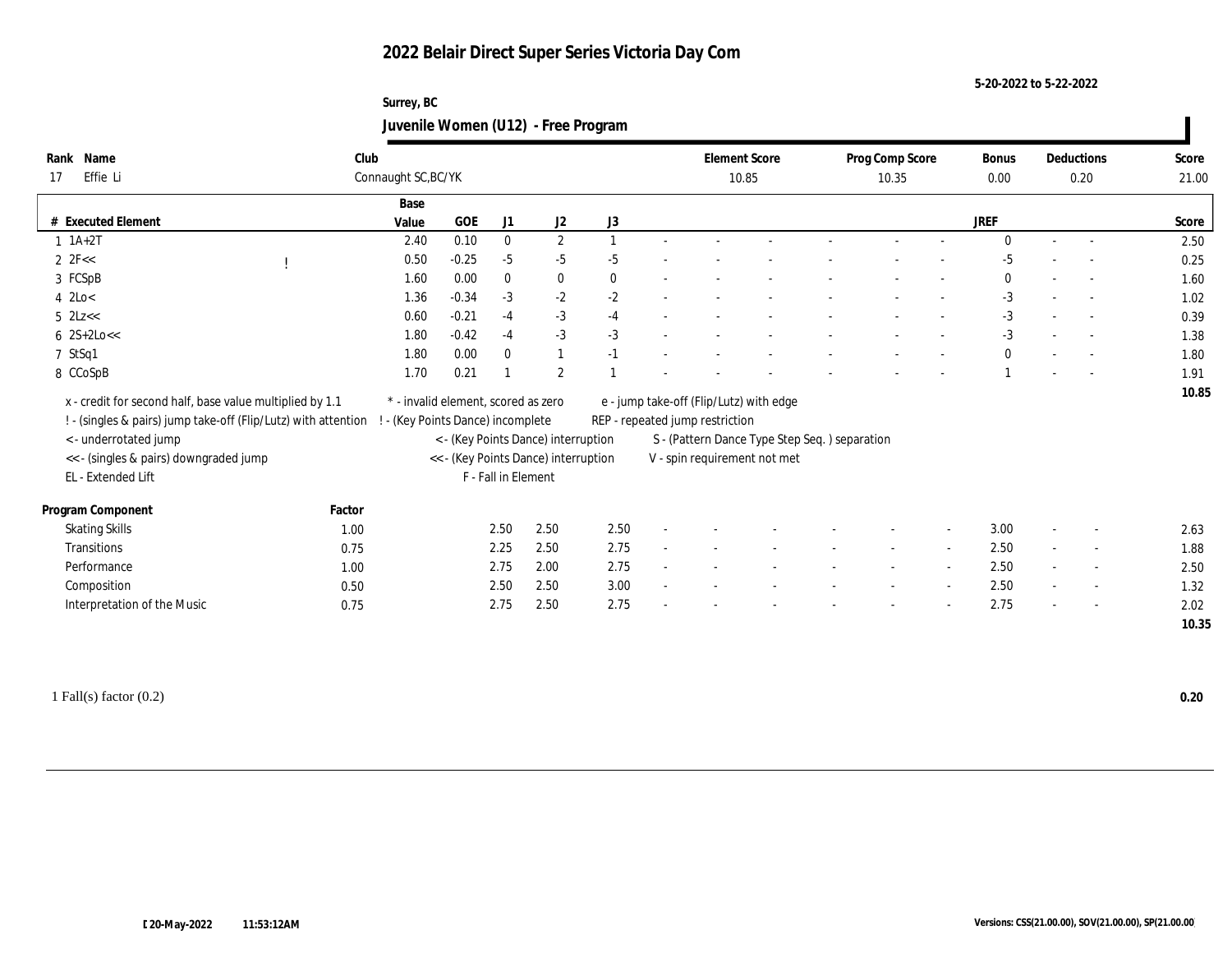# 2022 Belair Direct Super Series Victoria Day Com

5-20-2022 to 5-22-2022

Surrey, BC

## Juvenile Women (U12) - Free Program

| Rank | Name | Club | Element Score | Prog Comp Score | Bonus | Deductions | Score |
|---|---|---|---|---|---|---|---|
| 17 | Effie Li | Connaught SC,BC/YK | 10.85 | 10.35 | 0.00 | 0.20 | 21.00 |

| # | Executed Element | | Base Value | GOE | J1 | J2 | J3 | | | | | | | | | JREF | | | Score |
|---|---|---|---|---|---|---|---|---|---|---|---|---|---|---|---|---|---|---|---|
| 1 | 1A+2T | | 2.40 | 0.10 | 0 | 2 | 1 | - | - | - | - | - | - | - | - | 0 | - | - | 2.50 |
| 2 | 2F<< | ! | 0.50 | -0.25 | -5 | -5 | -5 | - | - | - | - | - | - | - | - | -5 | - | - | 0.25 |
| 3 | FCSpB | | 1.60 | 0.00 | 0 | 0 | 0 | - | - | - | - | - | - | - | - | 0 | - | - | 1.60 |
| 4 | 2Lo< | | 1.36 | -0.34 | -3 | -2 | -2 | - | - | - | - | - | - | - | - | -3 | - | - | 1.02 |
| 5 | 2Lz<< | | 0.60 | -0.21 | -4 | -3 | -4 | - | - | - | - | - | - | - | - | -3 | - | - | 0.39 |
| 6 | 2S+2Lo<< | | 1.80 | -0.42 | -4 | -3 | -3 | - | - | - | - | - | - | - | - | -3 | - | - | 1.38 |
| 7 | StSq1 | | 1.80 | 0.00 | 0 | 1 | -1 | - | - | - | - | - | - | - | - | 0 | - | - | 1.80 |
| 8 | CCoSpB | | 1.70 | 0.21 | 1 | 2 | 1 | - | - | - | - | - | - | - | - | 1 | - | - | 1.91 |
| | | | | | | | | | | | | | | | | | | | 10.85 |

x - credit for second half, base value multiplied by 1.1
! - (singles & pairs) jump take-off (Flip/Lutz) with attention
< - underrotated jump
<< - (singles & pairs) downgraded jump
EL - Extended Lift
\* - invalid element, scored as zero
! - (Key Points Dance) incomplete
< - (Key Points Dance) interruption
<< - (Key Points Dance) interruption
F - Fall in Element
e - jump take-off (Flip/Lutz) with edge
REP - repeated jump restriction
S - (Pattern Dance Type Step Seq. ) separation
V - spin requirement not met

| Program Component | Factor | J1 | J2 | J3 | | | | | | | | | JREF | | | Score |
|---|---|---|---|---|---|---|---|---|---|---|---|---|---|---|---|---|
| Skating Skills | 1.00 | 2.50 | 2.50 | 2.50 | - | - | - | - | - | - | - | - | 3.00 | - | - | 2.63 |
| Transitions | 0.75 | 2.25 | 2.50 | 2.75 | - | - | - | - | - | - | - | - | 2.50 | - | - | 1.88 |
| Performance | 1.00 | 2.75 | 2.00 | 2.75 | - | - | - | - | - | - | - | - | 2.50 | - | - | 2.50 |
| Composition | 0.50 | 2.50 | 2.50 | 3.00 | - | - | - | - | - | - | - | - | 2.50 | - | - | 1.32 |
| Interpretation of the Music | 0.75 | 2.75 | 2.50 | 2.75 | - | - | - | - | - | - | - | - | 2.75 | - | - | 2.02 |
| | | | | | | | | | | | | | | | | 10.35 |

1 Fall(s) factor (0.2) **0.20**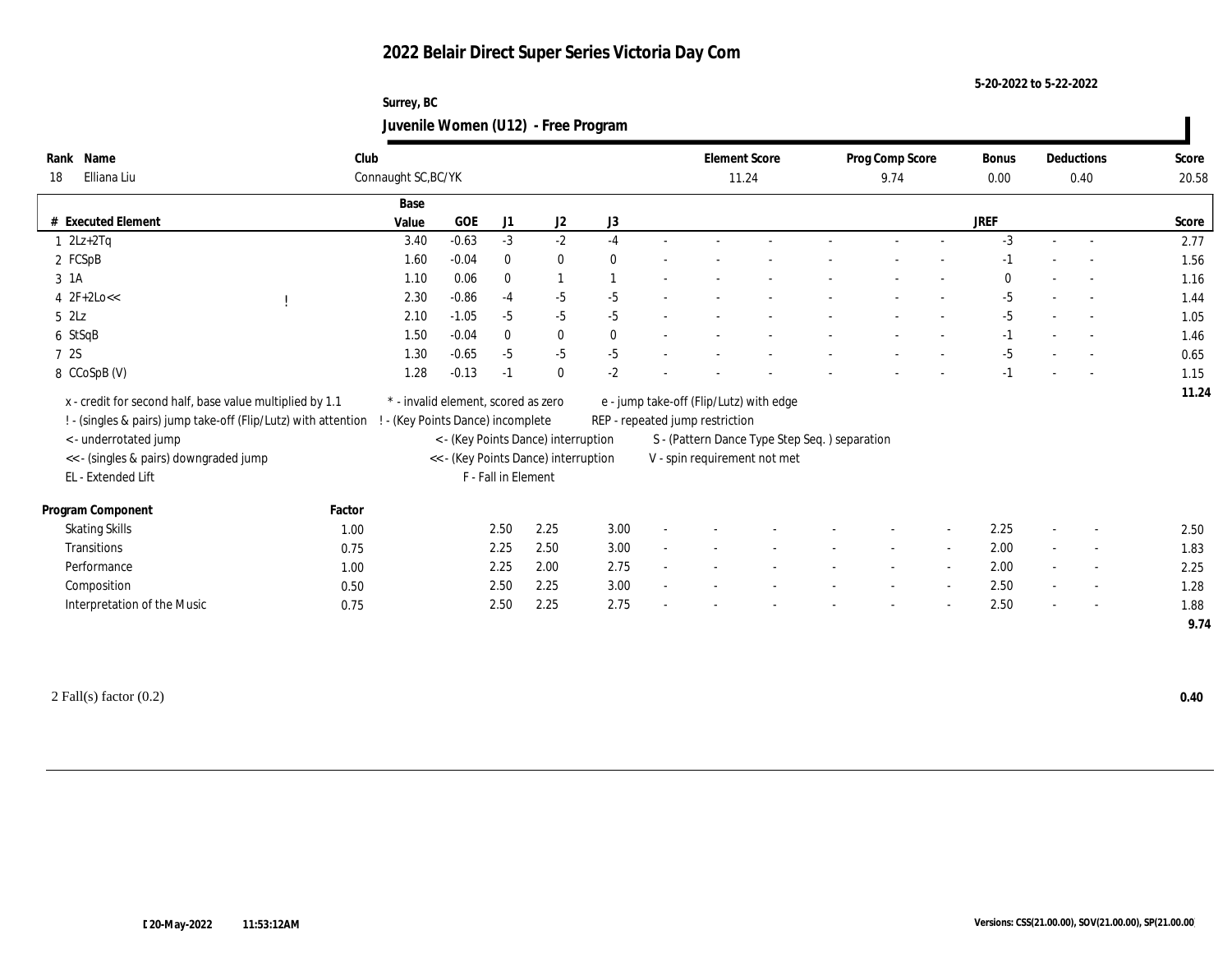# 2022 Belair Direct Super Series Victoria Day Com

5-20-2022 to 5-22-2022

Surrey, BC

## Juvenile Women (U12) - Free Program

| Rank | Name | Club | Element Score | Prog Comp Score | Bonus | Deductions | Score |
|---|---|---|---|---|---|---|---|
| 18 | Elliana Liu | Connaught SC,BC/YK | 11.24 | 9.74 | 0.00 | 0.40 | 20.58 |

| # | Executed Element | | Base Value | GOE | J1 | J2 | J3 | | | | | | | JREF | | | Score |
|---|---|---|---|---|---|---|---|---|---|---|---|---|---|---|---|---|---|
| 1 | 2Lz+2Tq | | 3.40 | -0.63 | -3 | -2 | -4 | - | - | - | - | - | - | -3 | - | - | 2.77 |
| 2 | FCSpB | | 1.60 | -0.04 | 0 | 0 | 0 | - | - | - | - | - | - | -1 | - | - | 1.56 |
| 3 | 1A | | 1.10 | 0.06 | 0 | 1 | 1 | - | - | - | - | - | - | 0 | - | - | 1.16 |
| 4 | 2F+2Lo<< | ! | 2.30 | -0.86 | -4 | -5 | -5 | - | - | - | - | - | - | -5 | - | - | 1.44 |
| 5 | 2Lz | | 2.10 | -1.05 | -5 | -5 | -5 | - | - | - | - | - | - | -5 | - | - | 1.05 |
| 6 | StSqB | | 1.50 | -0.04 | 0 | 0 | 0 | - | - | - | - | - | - | -1 | - | - | 1.46 |
| 7 | 2S | | 1.30 | -0.65 | -5 | -5 | -5 | - | - | - | - | - | - | -5 | - | - | 0.65 |
| 8 | CCoSpB (V) | | 1.28 | -0.13 | -1 | 0 | -2 | - | - | - | - | - | - | -1 | - | - | 1.15 |
| | | | | | | | | | | | | | | | | | 11.24 |

x - credit for second half, base value multiplied by 1.1
! - (singles & pairs) jump take-off (Flip/Lutz) with attention
< - underrotated jump
<< - (singles & pairs) downgraded jump
EL - Extended Lift
\* - invalid element, scored as zero
! - (Key Points Dance) incomplete
< - (Key Points Dance) interruption
<< - (Key Points Dance) interruption
F - Fall in Element
e - jump take-off (Flip/Lutz) with edge
REP - repeated jump restriction
S - (Pattern Dance Type Step Seq. ) separation
V - spin requirement not met

| Program Component | Factor | J1 | J2 | J3 | | | | | | | JREF | | | Score |
|---|---|---|---|---|---|---|---|---|---|---|---|---|---|---|
| Skating Skills | 1.00 | 2.50 | 2.25 | 3.00 | - | - | - | - | - | - | 2.25 | - | - | 2.50 |
| Transitions | 0.75 | 2.25 | 2.50 | 3.00 | - | - | - | - | - | - | 2.00 | - | - | 1.83 |
| Performance | 1.00 | 2.25 | 2.00 | 2.75 | - | - | - | - | - | - | 2.00 | - | - | 2.25 |
| Composition | 0.50 | 2.50 | 2.25 | 3.00 | - | - | - | - | - | - | 2.50 | - | - | 1.28 |
| Interpretation of the Music | 0.75 | 2.50 | 2.25 | 2.75 | - | - | - | - | - | - | 2.50 | - | - | 1.88 |
| | | | | | | | | | | | | | | 9.74 |

2 Fall(s) factor (0.2) **0.40**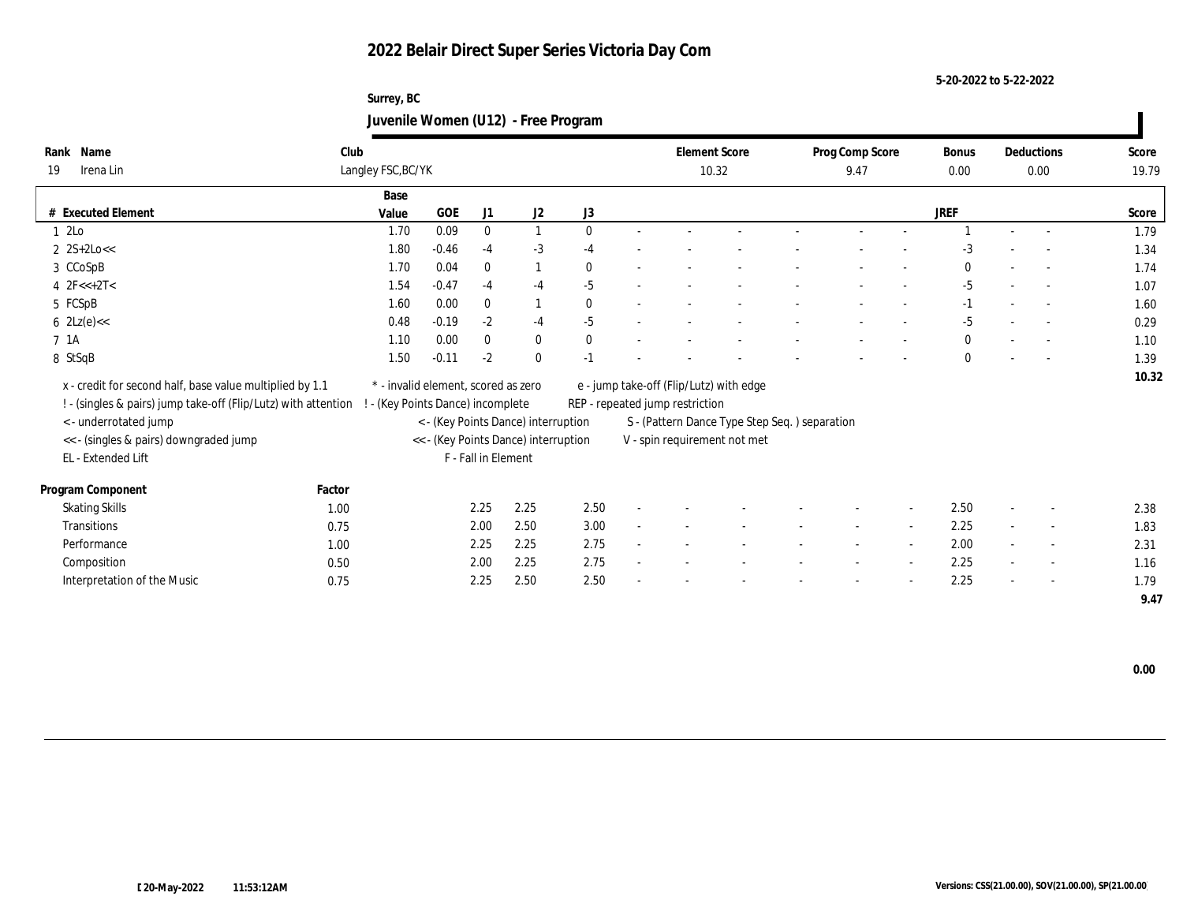# 2022 Belair Direct Super Series Victoria Day Com

5-20-2022 to 5-22-2022

Surrey, BC

## Juvenile Women (U12) - Free Program

| Rank | Name | Club | Element Score | Prog Comp Score | Bonus | Deductions | Score |
|---|---|---|---|---|---|---|---|
| 19 | Irena Lin | Langley FSC,BC/YK | 10.32 | 9.47 | 0.00 | 0.00 | 19.79 |

| # | Executed Element | Base Value | GOE | J1 | J2 | J3 | | | | | | | | | JREF | | | Score |
|---|---|---|---|---|---|---|---|---|---|---|---|---|---|---|---|---|---|---|
| 1 | 2Lo | 1.70 | 0.09 | 0 | 1 | 0 | - | - | - | - | - | - | - | - | 1 | - | - | 1.79 |
| 2 | 2S+2Lo<< | 1.80 | -0.46 | -4 | -3 | -4 | - | - | - | - | - | - | - | - | -3 | - | - | 1.34 |
| 3 | CCoSpB | 1.70 | 0.04 | 0 | 1 | 0 | - | - | - | - | - | - | - | - | 0 | - | - | 1.74 |
| 4 | 2F<<+2T< | 1.54 | -0.47 | -4 | -4 | -5 | - | - | - | - | - | - | - | - | -5 | - | - | 1.07 |
| 5 | FCSpB | 1.60 | 0.00 | 0 | 1 | 0 | - | - | - | - | - | - | - | - | -1 | - | - | 1.60 |
| 6 | 2Lz(e)<< | 0.48 | -0.19 | -2 | -4 | -5 | - | - | - | - | - | - | - | - | -5 | - | - | 0.29 |
| 7 | 1A | 1.10 | 0.00 | 0 | 0 | 0 | - | - | - | - | - | - | - | - | 0 | - | - | 1.10 |
| 8 | StSqB | 1.50 | -0.11 | -2 | 0 | -1 | - | - | - | - | - | - | - | - | 0 | - | - | 1.39 |
| | | | | | | | | | | | | | | | | | | 10.32 |

x - credit for second half, base value multiplied by 1.1
! - (singles & pairs) jump take-off (Flip/Lutz) with attention
< - underrotated jump
<< - (singles & pairs) downgraded jump
EL - Extended Lift

\* - invalid element, scored as zero
! - (Key Points Dance) incomplete
< - (Key Points Dance) interruption
<< - (Key Points Dance) interruption
F - Fall in Element

e - jump take-off (Flip/Lutz) with edge
REP - repeated jump restriction
S - (Pattern Dance Type Step Seq. ) separation
V - spin requirement not met

| Program Component | Factor | J1 | J2 | J3 | | | | | | | | | JREF | | | Score |
|---|---|---|---|---|---|---|---|---|---|---|---|---|---|---|---|---|
| Skating Skills | 1.00 | 2.25 | 2.25 | 2.50 | - | - | - | - | - | - | - | - | 2.50 | - | - | 2.38 |
| Transitions | 0.75 | 2.00 | 2.50 | 3.00 | - | - | - | - | - | - | - | - | 2.25 | - | - | 1.83 |
| Performance | 1.00 | 2.25 | 2.25 | 2.75 | - | - | - | - | - | - | - | - | 2.00 | - | - | 2.31 |
| Composition | 0.50 | 2.00 | 2.25 | 2.75 | - | - | - | - | - | - | - | - | 2.25 | - | - | 1.16 |
| Interpretation of the Music | 0.75 | 2.25 | 2.50 | 2.50 | - | - | - | - | - | - | - | - | 2.25 | - | - | 1.79 |
| | | | | | | | | | | | | | | | | 9.47 |

0.00

[ 20-May-2022 11:53:12AM

Versions: CSS(21.00.00), SOV(21.00.00), SP(21.00.00)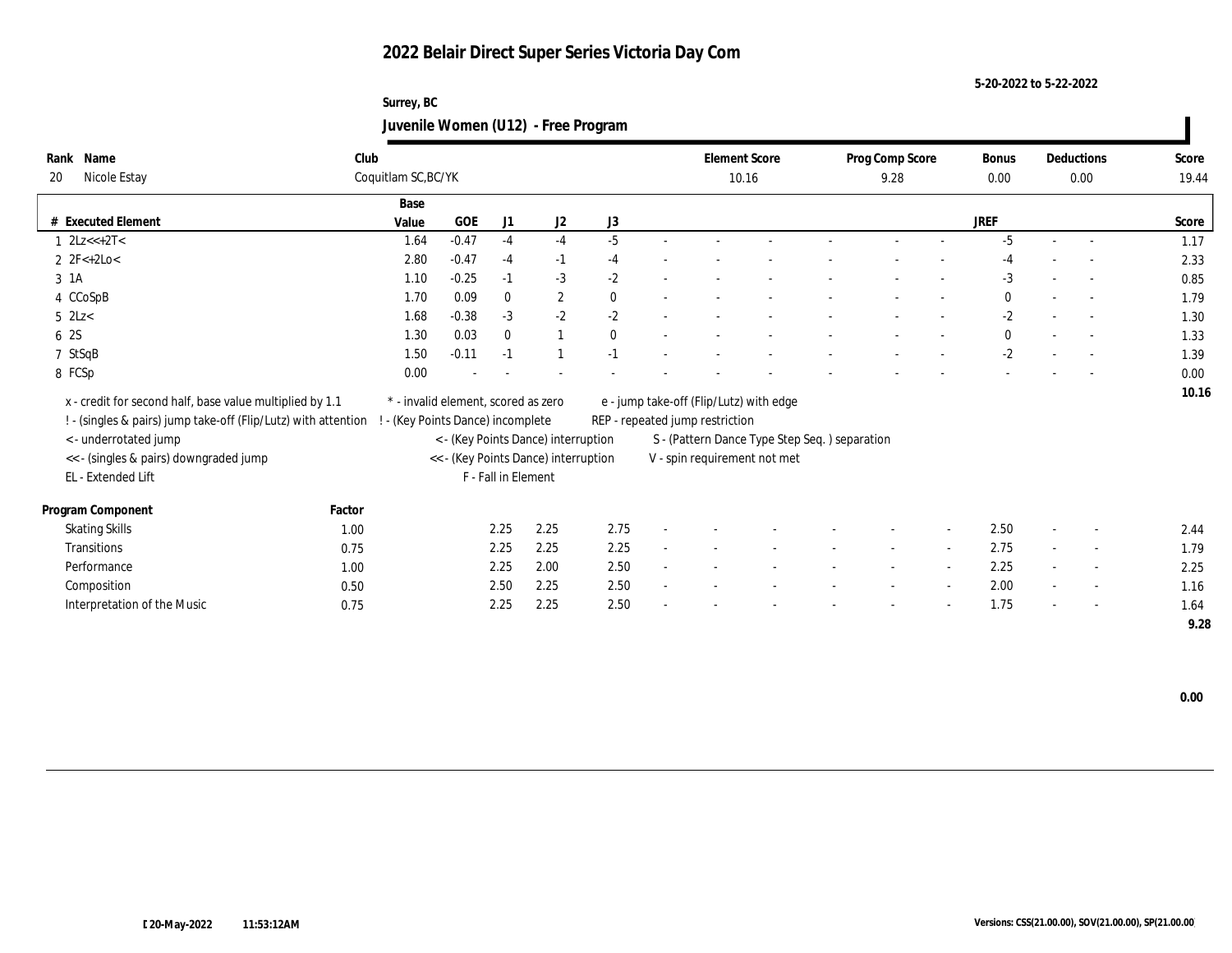# 2022 Belair Direct Super Series Victoria Day Com

5-20-2022 to 5-22-2022

Surrey, BC

## Juvenile Women (U12) - Free Program

| Rank | Name | Club | Element Score | Prog Comp Score | Bonus | Deductions | Score |
|---|---|---|---|---|---|---|---|
| 20 | Nicole Estay | Coquitlam SC,BC/YK | 10.16 | 9.28 | 0.00 | 0.00 | 19.44 |

| # | Executed Element | Base Value | GOE | J1 | J2 | J3 | | | | | | | | | JREF | | | Score |
|---|---|---|---|---|---|---|---|---|---|---|---|---|---|---|---|---|---|---|
| 1 | 2Lz<<+2T< | 1.64 | -0.47 | -4 | -4 | -5 | - | - | - | - | - | - | - | - | -5 | - | - | 1.17 |
| 2 | 2F<+2Lo< | 2.80 | -0.47 | -4 | -1 | -4 | - | - | - | - | - | - | - | - | -4 | - | - | 2.33 |
| 3 | 1A | 1.10 | -0.25 | -1 | -3 | -2 | - | - | - | - | - | - | - | - | -3 | - | - | 0.85 |
| 4 | CCoSpB | 1.70 | 0.09 | 0 | 2 | 0 | - | - | - | - | - | - | - | - | 0 | - | - | 1.79 |
| 5 | 2Lz< | 1.68 | -0.38 | -3 | -2 | -2 | - | - | - | - | - | - | - | - | -2 | - | - | 1.30 |
| 6 | 2S | 1.30 | 0.03 | 0 | 1 | 0 | - | - | - | - | - | - | - | - | 0 | - | - | 1.33 |
| 7 | StSqB | 1.50 | -0.11 | -1 | 1 | -1 | - | - | - | - | - | - | - | - | -2 | - | - | 1.39 |
| 8 | FCSp | 0.00 | - | - | - | - | - | - | - | - | - | - | - | - | - | - | - | 0.00 |
| | | | | | | | | | | | | | | | | | | 10.16 |

x - credit for second half, base value multiplied by 1.1
! - (singles & pairs) jump take-off (Flip/Lutz) with attention
< - underrotated jump
<< - (singles & pairs) downgraded jump
EL - Extended Lift

\* - invalid element, scored as zero
! - (Key Points Dance) incomplete
< - (Key Points Dance) interruption
<< - (Key Points Dance) interruption
F - Fall in Element

e - jump take-off (Flip/Lutz) with edge
REP - repeated jump restriction
S - (Pattern Dance Type Step Seq. ) separation
V - spin requirement not met

| Program Component | Factor | J1 | J2 | J3 | | | | | | | | | JREF | | | Score |
|---|---|---|---|---|---|---|---|---|---|---|---|---|---|---|---|---|
| Skating Skills | 1.00 | 2.25 | 2.25 | 2.75 | - | - | - | - | - | - | - | - | 2.50 | - | - | 2.44 |
| Transitions | 0.75 | 2.25 | 2.25 | 2.25 | - | - | - | - | - | - | - | - | 2.75 | - | - | 1.79 |
| Performance | 1.00 | 2.25 | 2.00 | 2.50 | - | - | - | - | - | - | - | - | 2.25 | - | - | 2.25 |
| Composition | 0.50 | 2.50 | 2.25 | 2.50 | - | - | - | - | - | - | - | - | 2.00 | - | - | 1.16 |
| Interpretation of the Music | 0.75 | 2.25 | 2.25 | 2.50 | - | - | - | - | - | - | - | - | 1.75 | - | - | 1.64 |
| | | | | | | | | | | | | | | | | 9.28 |

0.00

[ 20-May-2022 11:53:12AM

Versions: CSS(21.00.00), SOV(21.00.00), SP(21.00.00)